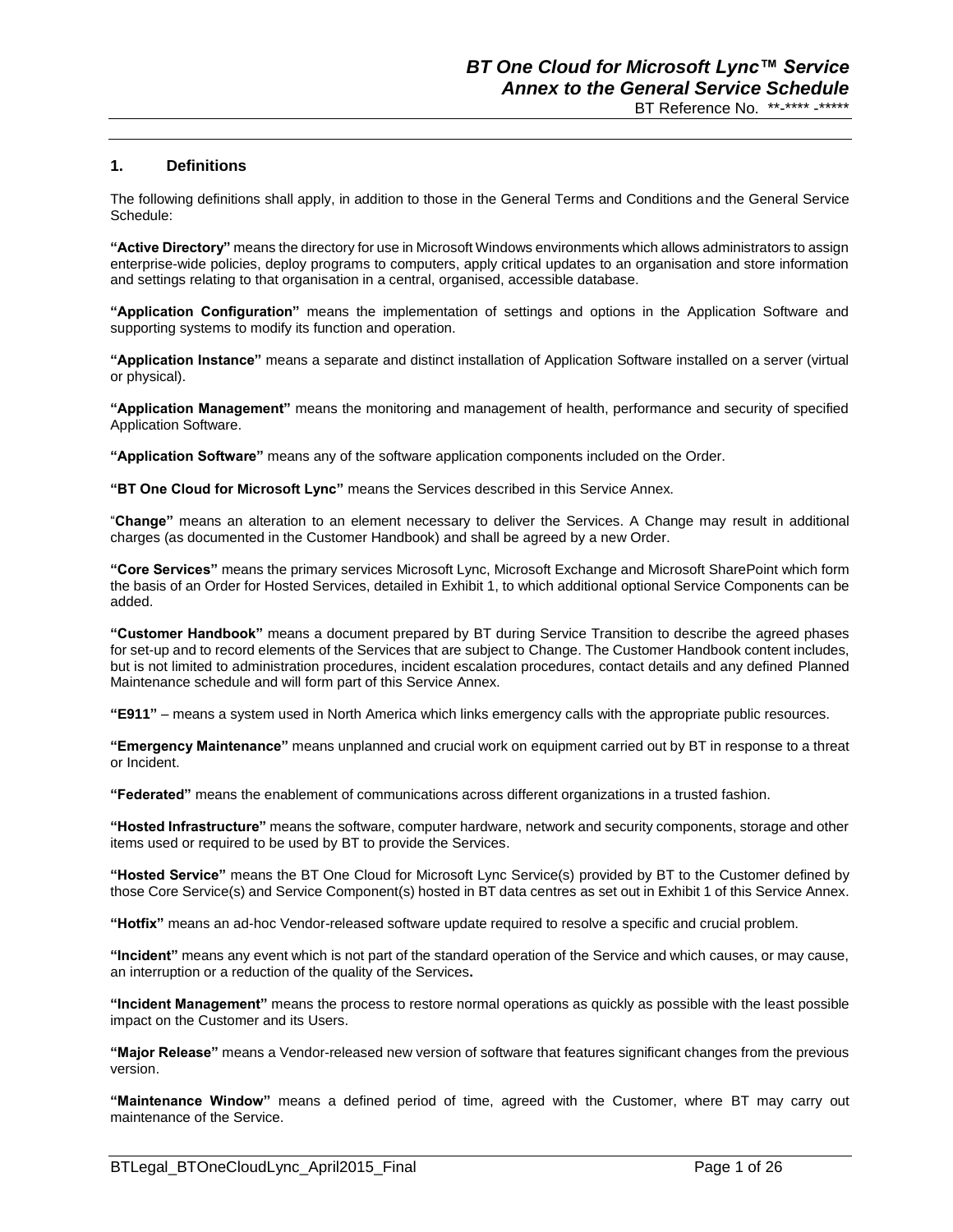## 1. Definitions

The following definitions shall apply, in addition to those in the General Terms and Conditions and the General Service Schedule:

**"Active Directory"** means the directory for use in Microsoft Windows environments which allows administrators to assign enterprise-wide policies, deploy programs to computers, apply critical updates to an organisation and store information and settings relating to that organisation in a central, organised, accessible database.

**"Application Configuration"** means the implementation of settings and options in the Application Software and supporting systems to modify its function and operation.

**"Application Instance"** means a separate and distinct installation of Application Software installed on a server (virtual or physical).

**"Application Management"** means the monitoring and management of health, performance and security of specified Application Software.

**"Application Software"** means any of the software application components included on the Order.

**"BT One Cloud for Microsoft Lync"** means the Services described in this Service Annex.

"**Change"** means an alteration to an element necessary to deliver the Services. A Change may result in additional charges (as documented in the Customer Handbook) and shall be agreed by a new Order.

**"Core Services"** means the primary services Microsoft Lync, Microsoft Exchange and Microsoft SharePoint which form the basis of an Order for Hosted Services, detailed in Exhibit 1, to which additional optional Service Components can be added.

**"Customer Handbook"** means a document prepared by BT during Service Transition to describe the agreed phases for set-up and to record elements of the Services that are subject to Change. The Customer Handbook content includes, but is not limited to administration procedures, incident escalation procedures, contact details and any defined Planned Maintenance schedule and will form part of this Service Annex.

**"E911"** – means a system used in North America which links emergency calls with the appropriate public resources.

**"Emergency Maintenance"** means unplanned and crucial work on equipment carried out by BT in response to a threat or Incident.

**"Federated"** means the enablement of communications across different organizations in a trusted fashion.

**"Hosted Infrastructure"** means the software, computer hardware, network and security components, storage and other items used or required to be used by BT to provide the Services.

**"Hosted Service"** means the BT One Cloud for Microsoft Lync Service(s) provided by BT to the Customer defined by those Core Service(s) and Service Component(s) hosted in BT data centres as set out in Exhibit 1 of this Service Annex.

**"Hotfix"** means an ad-hoc Vendor-released software update required to resolve a specific and crucial problem.

**"Incident"** means any event which is not part of the standard operation of the Service and which causes, or may cause, an interruption or a reduction of the quality of the Services**.**

**"Incident Management"** means the process to restore normal operations as quickly as possible with the least possible impact on the Customer and its Users.

**"Major Release"** means a Vendor-released new version of software that features significant changes from the previous version.

**"Maintenance Window"** means a defined period of time, agreed with the Customer, where BT may carry out maintenance of the Service.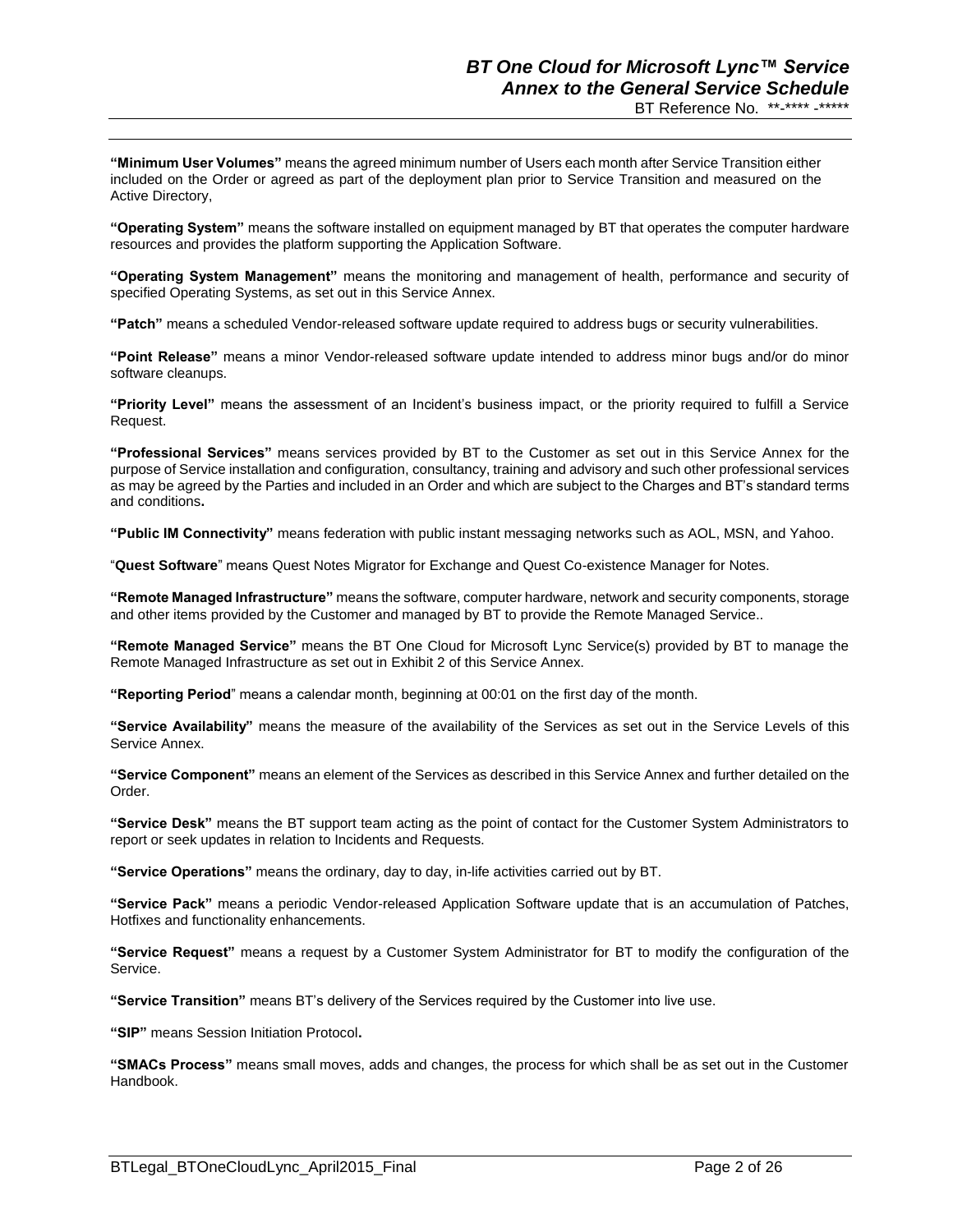**"Minimum User Volumes"** means the agreed minimum number of Users each month after Service Transition either included on the Order or agreed as part of the deployment plan prior to Service Transition and measured on the Active Directory,

**"Operating System"** means the software installed on equipment managed by BT that operates the computer hardware resources and provides the platform supporting the Application Software.

**"Operating System Management"** means the monitoring and management of health, performance and security of specified Operating Systems, as set out in this Service Annex.

**"Patch"** means a scheduled Vendor-released software update required to address bugs or security vulnerabilities.

**"Point Release"** means a minor Vendor-released software update intended to address minor bugs and/or do minor software cleanups.

**"Priority Level"** means the assessment of an Incident's business impact, or the priority required to fulfill a Service Request.

**"Professional Services"** means services provided by BT to the Customer as set out in this Service Annex for the purpose of Service installation and configuration, consultancy, training and advisory and such other professional services as may be agreed by the Parties and included in an Order and which are subject to the Charges and BT's standard terms and conditions**.**

**"Public IM Connectivity"** means federation with public instant messaging networks such as AOL, MSN, and Yahoo.

"**Quest Software**" means Quest Notes Migrator for Exchange and Quest Co-existence Manager for Notes.

**"Remote Managed Infrastructure"** means the software, computer hardware, network and security components, storage and other items provided by the Customer and managed by BT to provide the Remote Managed Service..

**"Remote Managed Service"** means the BT One Cloud for Microsoft Lync Service(s) provided by BT to manage the Remote Managed Infrastructure as set out in Exhibit 2 of this Service Annex.

**"Reporting Period**" means a calendar month, beginning at 00:01 on the first day of the month.

**"Service Availability"** means the measure of the availability of the Services as set out in the Service Levels of this Service Annex.

**"Service Component"** means an element of the Services as described in this Service Annex and further detailed on the Order.

**"Service Desk"** means the BT support team acting as the point of contact for the Customer System Administrators to report or seek updates in relation to Incidents and Requests.

**"Service Operations"** means the ordinary, day to day, in-life activities carried out by BT.

**"Service Pack"** means a periodic Vendor-released Application Software update that is an accumulation of Patches, Hotfixes and functionality enhancements.

**"Service Request"** means a request by a Customer System Administrator for BT to modify the configuration of the Service.

**"Service Transition"** means BT's delivery of the Services required by the Customer into live use.

**"SIP"** means Session Initiation Protocol**.**

**"SMACs Process"** means small moves, adds and changes, the process for which shall be as set out in the Customer Handbook.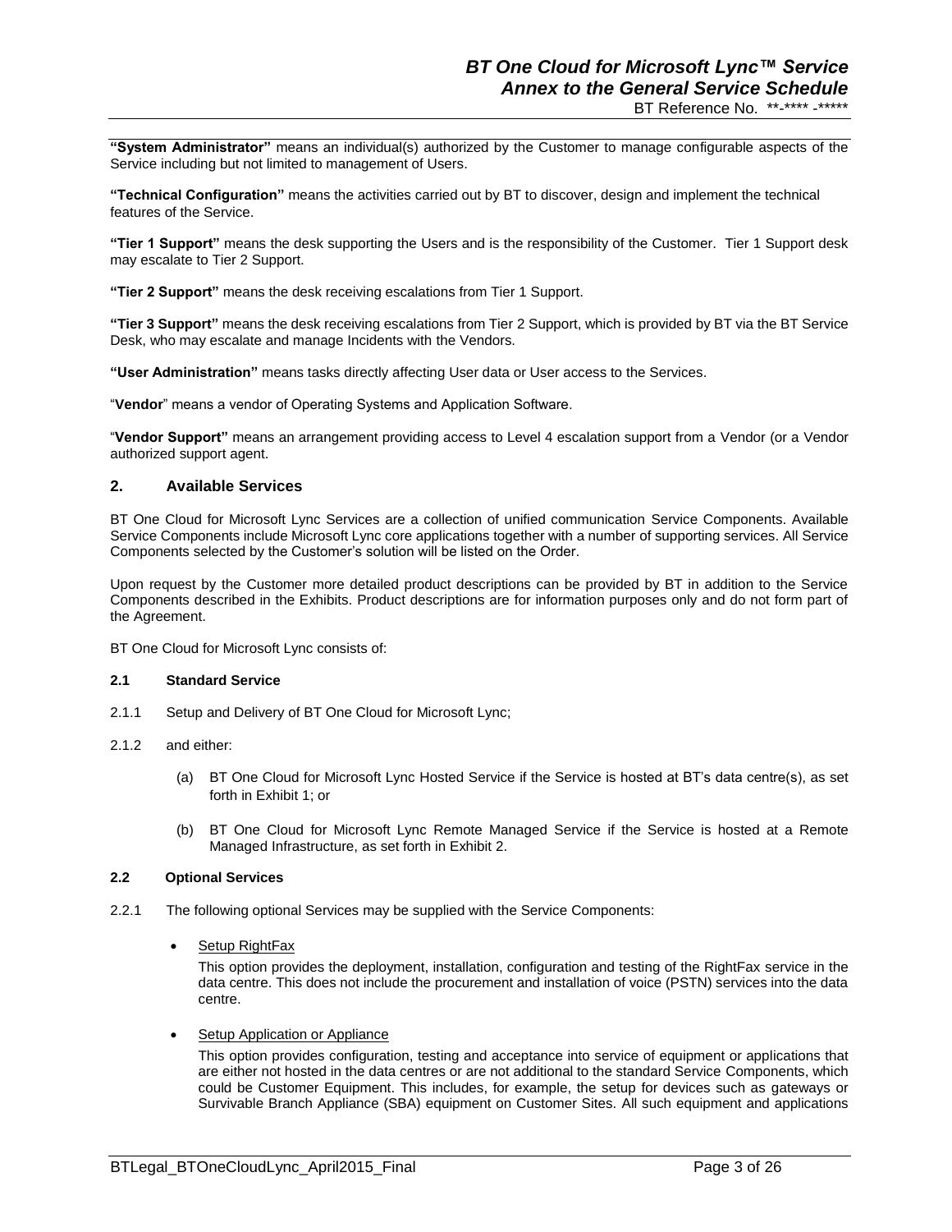**"System Administrator"** means an individual(s) authorized by the Customer to manage configurable aspects of the Service including but not limited to management of Users.

**"Technical Configuration"** means the activities carried out by BT to discover, design and implement the technical features of the Service.

**"Tier 1 Support"** means the desk supporting the Users and is the responsibility of the Customer. Tier 1 Support desk may escalate to Tier 2 Support.

**"Tier 2 Support"** means the desk receiving escalations from Tier 1 Support.

**"Tier 3 Support"** means the desk receiving escalations from Tier 2 Support, which is provided by BT via the BT Service Desk, who may escalate and manage Incidents with the Vendors.

**"User Administration"** means tasks directly affecting User data or User access to the Services.

"**Vendor**" means a vendor of Operating Systems and Application Software.

"**Vendor Support"** means an arrangement providing access to Level 4 escalation support from a Vendor (or a Vendor authorized support agent.

## 2. Available Services

BT One Cloud for Microsoft Lync Services are a collection of unified communication Service Components. Available Service Components include Microsoft Lync core applications together with a number of supporting services. All Service Components selected by the Customer's solution will be listed on the Order.

Upon request by the Customer more detailed product descriptions can be provided by BT in addition to the Service Components described in the Exhibits. Product descriptions are for information purposes only and do not form part of the Agreement.

BT One Cloud for Microsoft Lync consists of:

### 2.1 Standard Service

2.1.1 Setup and Delivery of BT One Cloud for Microsoft Lync;

2.1.2 and either:

(a) BT One Cloud for Microsoft Lync Hosted Service if the Service is hosted at BT's data centre(s), as set forth in Exhibit 1; or

(b) BT One Cloud for Microsoft Lync Remote Managed Service if the Service is hosted at a Remote Managed Infrastructure, as set forth in Exhibit 2.

### 2.2 Optional Services

2.2.1 The following optional Services may be supplied with the Service Components:

- Setup RightFax

  This option provides the deployment, installation, configuration and testing of the RightFax service in the data centre. This does not include the procurement and installation of voice (PSTN) services into the data centre.

- Setup Application or Appliance

  This option provides configuration, testing and acceptance into service of equipment or applications that are either not hosted in the data centres or are not additional to the standard Service Components, which could be Customer Equipment. This includes, for example, the setup for devices such as gateways or Survivable Branch Appliance (SBA) equipment on Customer Sites. All such equipment and applications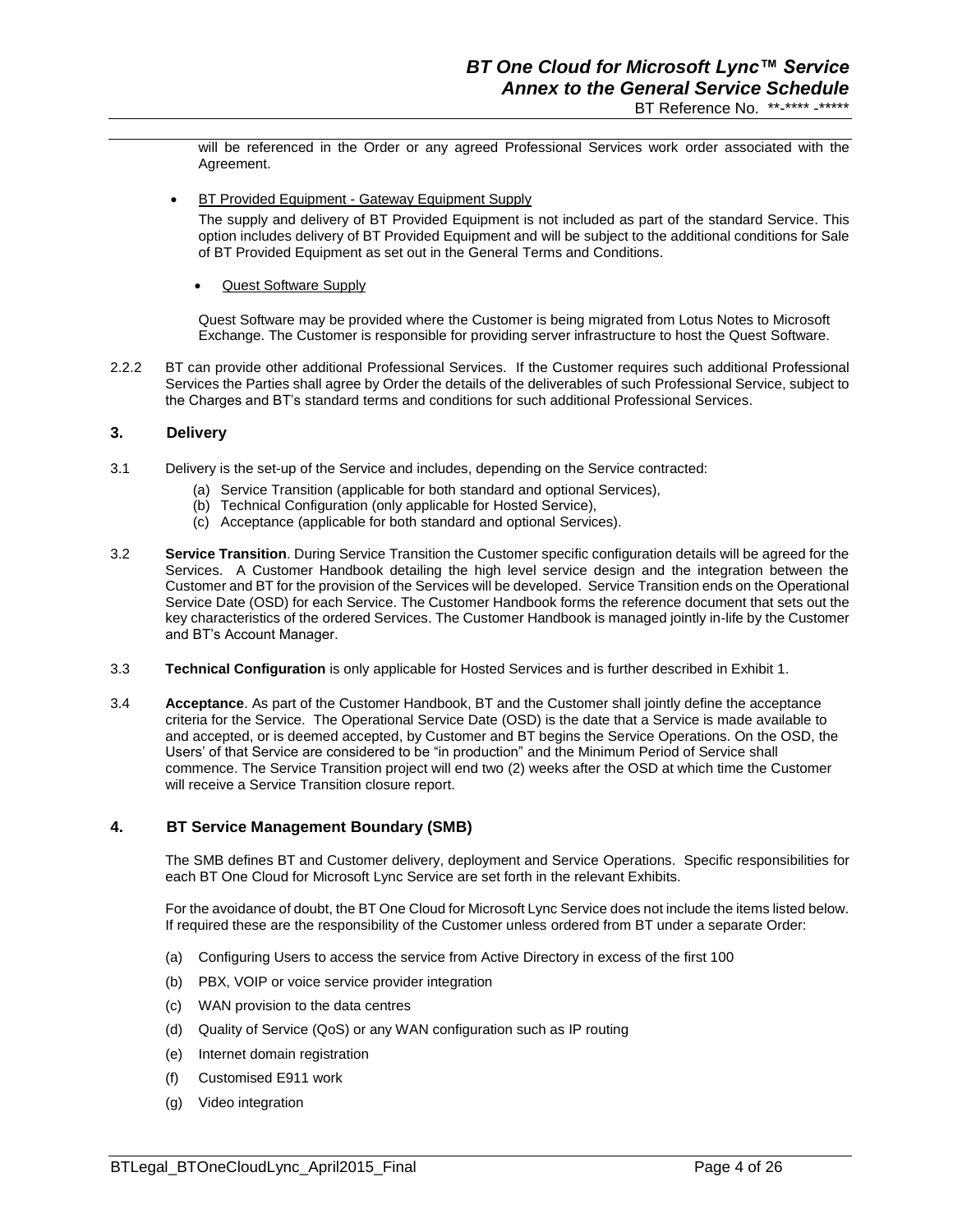will be referenced in the Order or any agreed Professional Services work order associated with the Agreement.

- <u>BT Provided Equipment - Gateway Equipment Supply</u>

  The supply and delivery of BT Provided Equipment is not included as part of the standard Service. This option includes delivery of BT Provided Equipment and will be subject to the additional conditions for Sale of BT Provided Equipment as set out in the General Terms and Conditions.

- <u>Quest Software Supply</u>

  Quest Software may be provided where the Customer is being migrated from Lotus Notes to Microsoft Exchange. The Customer is responsible for providing server infrastructure to host the Quest Software.

2.2.2 BT can provide other additional Professional Services. If the Customer requires such additional Professional Services the Parties shall agree by Order the details of the deliverables of such Professional Service, subject to the Charges and BT's standard terms and conditions for such additional Professional Services.

## 3. Delivery

3.1 Delivery is the set-up of the Service and includes, depending on the Service contracted:

(a) Service Transition (applicable for both standard and optional Services),
(b) Technical Configuration (only applicable for Hosted Service),
(c) Acceptance (applicable for both standard and optional Services).

3.2 **Service Transition**. During Service Transition the Customer specific configuration details will be agreed for the Services. A Customer Handbook detailing the high level service design and the integration between the Customer and BT for the provision of the Services will be developed. Service Transition ends on the Operational Service Date (OSD) for each Service. The Customer Handbook forms the reference document that sets out the key characteristics of the ordered Services. The Customer Handbook is managed jointly in-life by the Customer and BT's Account Manager.

3.3 **Technical Configuration** is only applicable for Hosted Services and is further described in Exhibit 1.

3.4 **Acceptance**. As part of the Customer Handbook, BT and the Customer shall jointly define the acceptance criteria for the Service. The Operational Service Date (OSD) is the date that a Service is made available to and accepted, or is deemed accepted, by Customer and BT begins the Service Operations. On the OSD, the Users' of that Service are considered to be "in production" and the Minimum Period of Service shall commence. The Service Transition project will end two (2) weeks after the OSD at which time the Customer will receive a Service Transition closure report.

## 4. BT Service Management Boundary (SMB)

The SMB defines BT and Customer delivery, deployment and Service Operations. Specific responsibilities for each BT One Cloud for Microsoft Lync Service are set forth in the relevant Exhibits.

For the avoidance of doubt, the BT One Cloud for Microsoft Lync Service does not include the items listed below. If required these are the responsibility of the Customer unless ordered from BT under a separate Order:

(a) Configuring Users to access the service from Active Directory in excess of the first 100

(b) PBX, VOIP or voice service provider integration

(c) WAN provision to the data centres

(d) Quality of Service (QoS) or any WAN configuration such as IP routing

(e) Internet domain registration

(f) Customised E911 work

(g) Video integration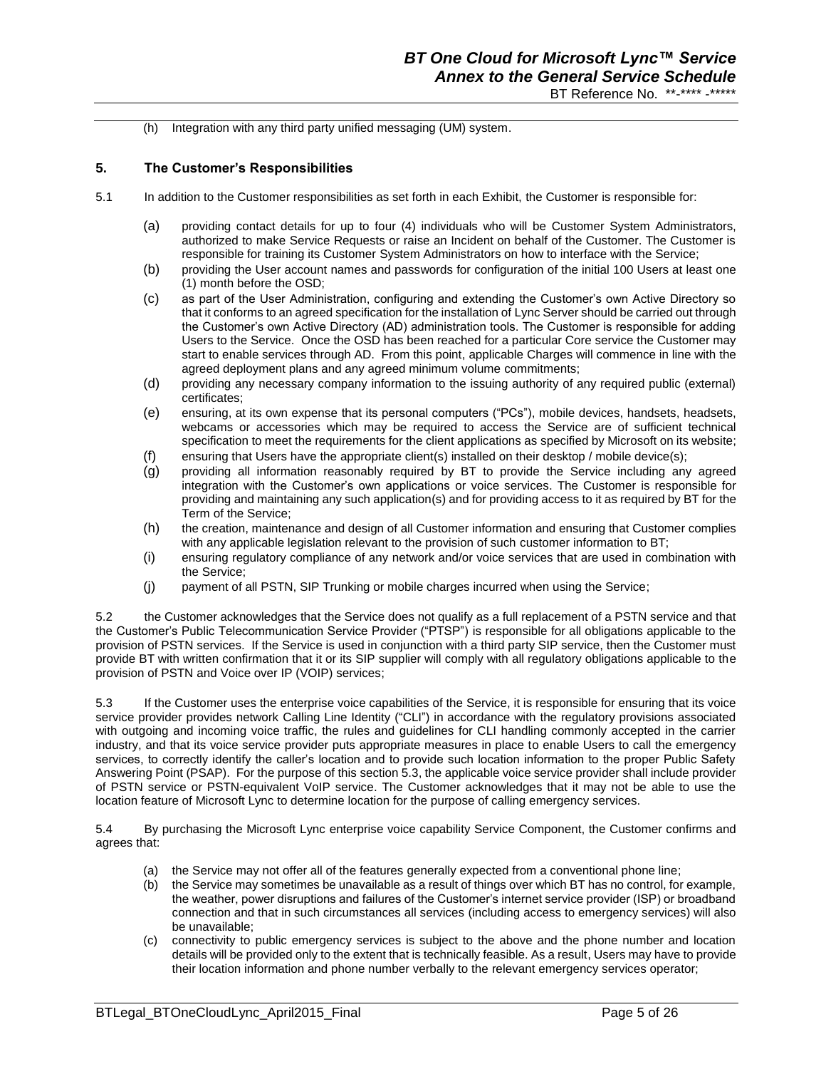(h) Integration with any third party unified messaging (UM) system.

## 5. The Customer's Responsibilities

5.1 In addition to the Customer responsibilities as set forth in each Exhibit, the Customer is responsible for:

(a) providing contact details for up to four (4) individuals who will be Customer System Administrators, authorized to make Service Requests or raise an Incident on behalf of the Customer. The Customer is responsible for training its Customer System Administrators on how to interface with the Service;

(b) providing the User account names and passwords for configuration of the initial 100 Users at least one (1) month before the OSD;

(c) as part of the User Administration, configuring and extending the Customer's own Active Directory so that it conforms to an agreed specification for the installation of Lync Server should be carried out through the Customer's own Active Directory (AD) administration tools. The Customer is responsible for adding Users to the Service. Once the OSD has been reached for a particular Core service the Customer may start to enable services through AD. From this point, applicable Charges will commence in line with the agreed deployment plans and any agreed minimum volume commitments;

(d) providing any necessary company information to the issuing authority of any required public (external) certificates;

(e) ensuring, at its own expense that its personal computers ("PCs"), mobile devices, handsets, headsets, webcams or accessories which may be required to access the Service are of sufficient technical specification to meet the requirements for the client applications as specified by Microsoft on its website;

(f) ensuring that Users have the appropriate client(s) installed on their desktop / mobile device(s);

(g) providing all information reasonably required by BT to provide the Service including any agreed integration with the Customer's own applications or voice services. The Customer is responsible for providing and maintaining any such application(s) and for providing access to it as required by BT for the Term of the Service;

(h) the creation, maintenance and design of all Customer information and ensuring that Customer complies with any applicable legislation relevant to the provision of such customer information to BT;

(i) ensuring regulatory compliance of any network and/or voice services that are used in combination with the Service;

(j) payment of all PSTN, SIP Trunking or mobile charges incurred when using the Service;

5.2 the Customer acknowledges that the Service does not qualify as a full replacement of a PSTN service and that the Customer's Public Telecommunication Service Provider ("PTSP") is responsible for all obligations applicable to the provision of PSTN services. If the Service is used in conjunction with a third party SIP service, then the Customer must provide BT with written confirmation that it or its SIP supplier will comply with all regulatory obligations applicable to the provision of PSTN and Voice over IP (VOIP) services;

5.3 If the Customer uses the enterprise voice capabilities of the Service, it is responsible for ensuring that its voice service provider provides network Calling Line Identity ("CLI") in accordance with the regulatory provisions associated with outgoing and incoming voice traffic, the rules and guidelines for CLI handling commonly accepted in the carrier industry, and that its voice service provider puts appropriate measures in place to enable Users to call the emergency services, to correctly identify the caller's location and to provide such location information to the proper Public Safety Answering Point (PSAP). For the purpose of this section 5.3, the applicable voice service provider shall include provider of PSTN service or PSTN-equivalent VoIP service. The Customer acknowledges that it may not be able to use the location feature of Microsoft Lync to determine location for the purpose of calling emergency services.

5.4 By purchasing the Microsoft Lync enterprise voice capability Service Component, the Customer confirms and agrees that:

(a) the Service may not offer all of the features generally expected from a conventional phone line;

(b) the Service may sometimes be unavailable as a result of things over which BT has no control, for example, the weather, power disruptions and failures of the Customer's internet service provider (ISP) or broadband connection and that in such circumstances all services (including access to emergency services) will also be unavailable;

(c) connectivity to public emergency services is subject to the above and the phone number and location details will be provided only to the extent that is technically feasible. As a result, Users may have to provide their location information and phone number verbally to the relevant emergency services operator;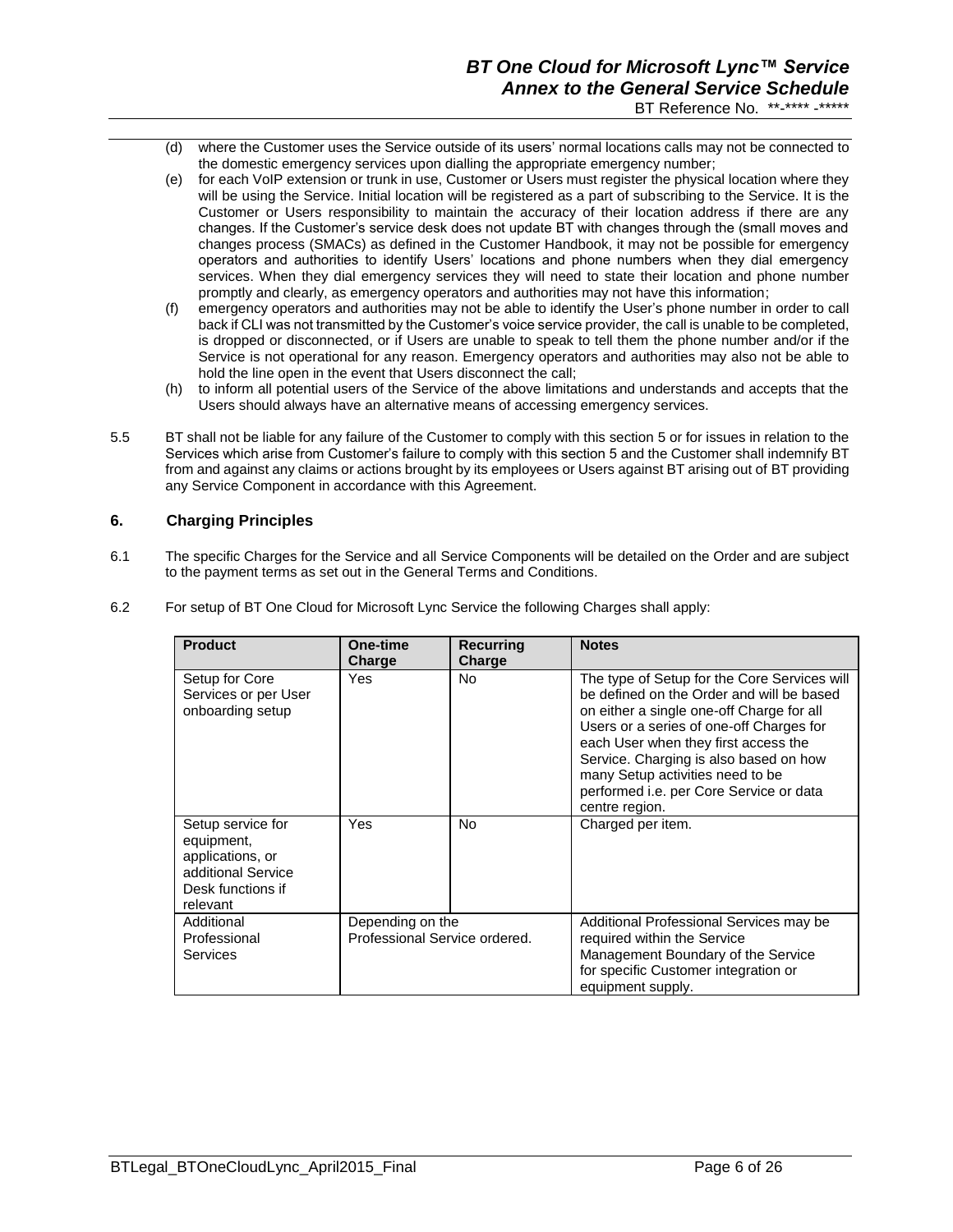(d) where the Customer uses the Service outside of its users' normal locations calls may not be connected to the domestic emergency services upon dialling the appropriate emergency number;

(e) for each VoIP extension or trunk in use, Customer or Users must register the physical location where they will be using the Service. Initial location will be registered as a part of subscribing to the Service. It is the Customer or Users responsibility to maintain the accuracy of their location address if there are any changes. If the Customer's service desk does not update BT with changes through the (small moves and changes process (SMACs) as defined in the Customer Handbook, it may not be possible for emergency operators and authorities to identify Users' locations and phone numbers when they dial emergency services. When they dial emergency services they will need to state their location and phone number promptly and clearly, as emergency operators and authorities may not have this information;

(f) emergency operators and authorities may not be able to identify the User's phone number in order to call back if CLI was not transmitted by the Customer's voice service provider, the call is unable to be completed, is dropped or disconnected, or if Users are unable to speak to tell them the phone number and/or if the Service is not operational for any reason. Emergency operators and authorities may also not be able to hold the line open in the event that Users disconnect the call;

(h) to inform all potential users of the Service of the above limitations and understands and accepts that the Users should always have an alternative means of accessing emergency services.

5.5 BT shall not be liable for any failure of the Customer to comply with this section 5 or for issues in relation to the Services which arise from Customer's failure to comply with this section 5 and the Customer shall indemnify BT from and against any claims or actions brought by its employees or Users against BT arising out of BT providing any Service Component in accordance with this Agreement.

## 6. Charging Principles

6.1 The specific Charges for the Service and all Service Components will be detailed on the Order and are subject to the payment terms as set out in the General Terms and Conditions.

6.2 For setup of BT One Cloud for Microsoft Lync Service the following Charges shall apply:

| Product | One-time Charge | Recurring Charge | Notes |
|---|---|---|---|
| Setup for Core Services or per User onboarding setup | Yes | No | The type of Setup for the Core Services will be defined on the Order and will be based on either a single one-off Charge for all Users or a series of one-off Charges for each User when they first access the Service. Charging is also based on how many Setup activities need to be performed i.e. per Core Service or data centre region. |
| Setup service for equipment, applications, or additional Service Desk functions if relevant | Yes | No | Charged per item. |
| Additional Professional Services | Depending on the Professional Service ordered. | | Additional Professional Services may be required within the Service Management Boundary of the Service for specific Customer integration or equipment supply. |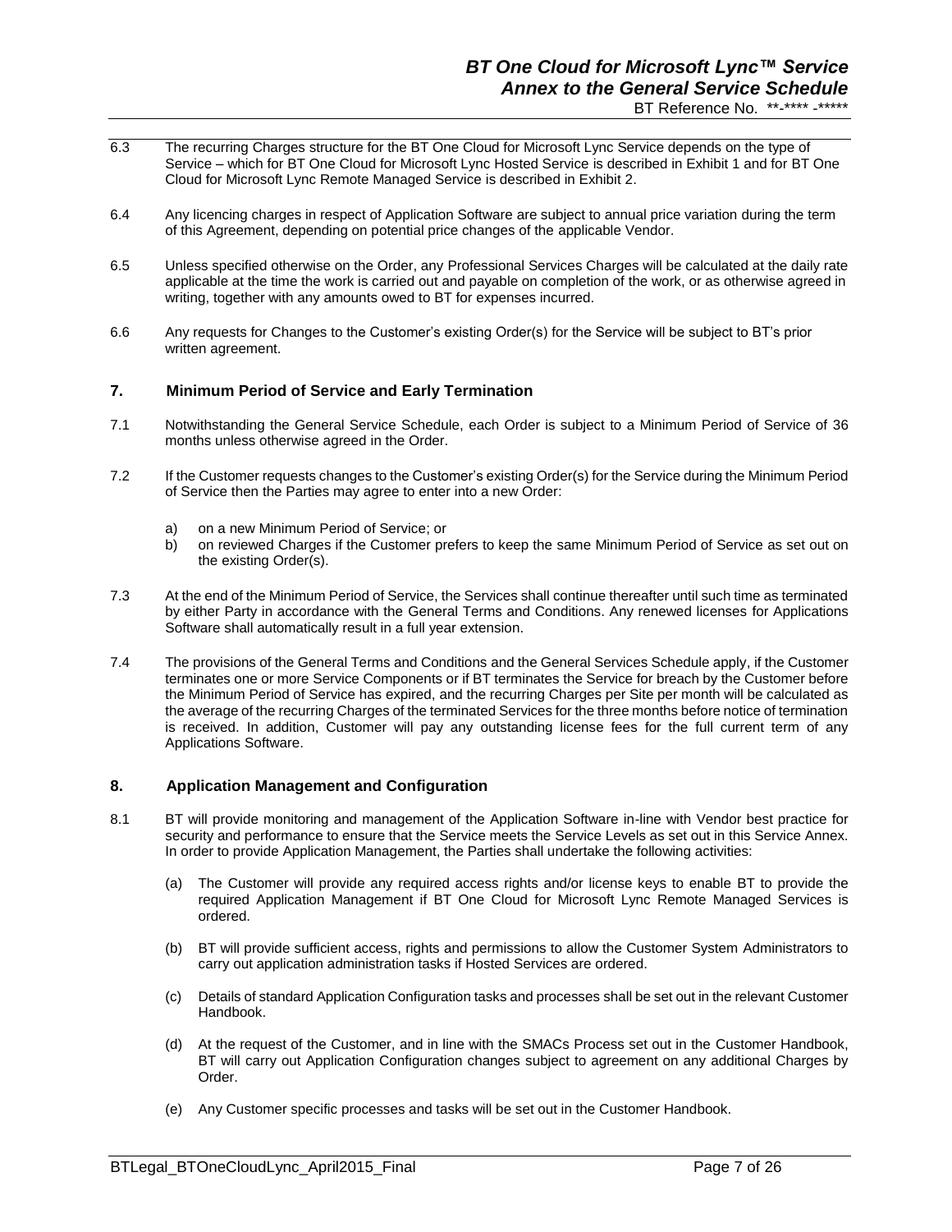6.3 The recurring Charges structure for the BT One Cloud for Microsoft Lync Service depends on the type of Service – which for BT One Cloud for Microsoft Lync Hosted Service is described in Exhibit 1 and for BT One Cloud for Microsoft Lync Remote Managed Service is described in Exhibit 2.

6.4 Any licencing charges in respect of Application Software are subject to annual price variation during the term of this Agreement, depending on potential price changes of the applicable Vendor.

6.5 Unless specified otherwise on the Order, any Professional Services Charges will be calculated at the daily rate applicable at the time the work is carried out and payable on completion of the work, or as otherwise agreed in writing, together with any amounts owed to BT for expenses incurred.

6.6 Any requests for Changes to the Customer's existing Order(s) for the Service will be subject to BT's prior written agreement.

## 7. Minimum Period of Service and Early Termination

7.1 Notwithstanding the General Service Schedule, each Order is subject to a Minimum Period of Service of 36 months unless otherwise agreed in the Order.

7.2 If the Customer requests changes to the Customer's existing Order(s) for the Service during the Minimum Period of Service then the Parties may agree to enter into a new Order:

a) on a new Minimum Period of Service; or
b) on reviewed Charges if the Customer prefers to keep the same Minimum Period of Service as set out on the existing Order(s).

7.3 At the end of the Minimum Period of Service, the Services shall continue thereafter until such time as terminated by either Party in accordance with the General Terms and Conditions. Any renewed licenses for Applications Software shall automatically result in a full year extension.

7.4 The provisions of the General Terms and Conditions and the General Services Schedule apply, if the Customer terminates one or more Service Components or if BT terminates the Service for breach by the Customer before the Minimum Period of Service has expired, and the recurring Charges per Site per month will be calculated as the average of the recurring Charges of the terminated Services for the three months before notice of termination is received. In addition, Customer will pay any outstanding license fees for the full current term of any Applications Software.

## 8. Application Management and Configuration

8.1 BT will provide monitoring and management of the Application Software in-line with Vendor best practice for security and performance to ensure that the Service meets the Service Levels as set out in this Service Annex. In order to provide Application Management, the Parties shall undertake the following activities:

(a) The Customer will provide any required access rights and/or license keys to enable BT to provide the required Application Management if BT One Cloud for Microsoft Lync Remote Managed Services is ordered.

(b) BT will provide sufficient access, rights and permissions to allow the Customer System Administrators to carry out application administration tasks if Hosted Services are ordered.

(c) Details of standard Application Configuration tasks and processes shall be set out in the relevant Customer Handbook.

(d) At the request of the Customer, and in line with the SMACs Process set out in the Customer Handbook, BT will carry out Application Configuration changes subject to agreement on any additional Charges by Order.

(e) Any Customer specific processes and tasks will be set out in the Customer Handbook.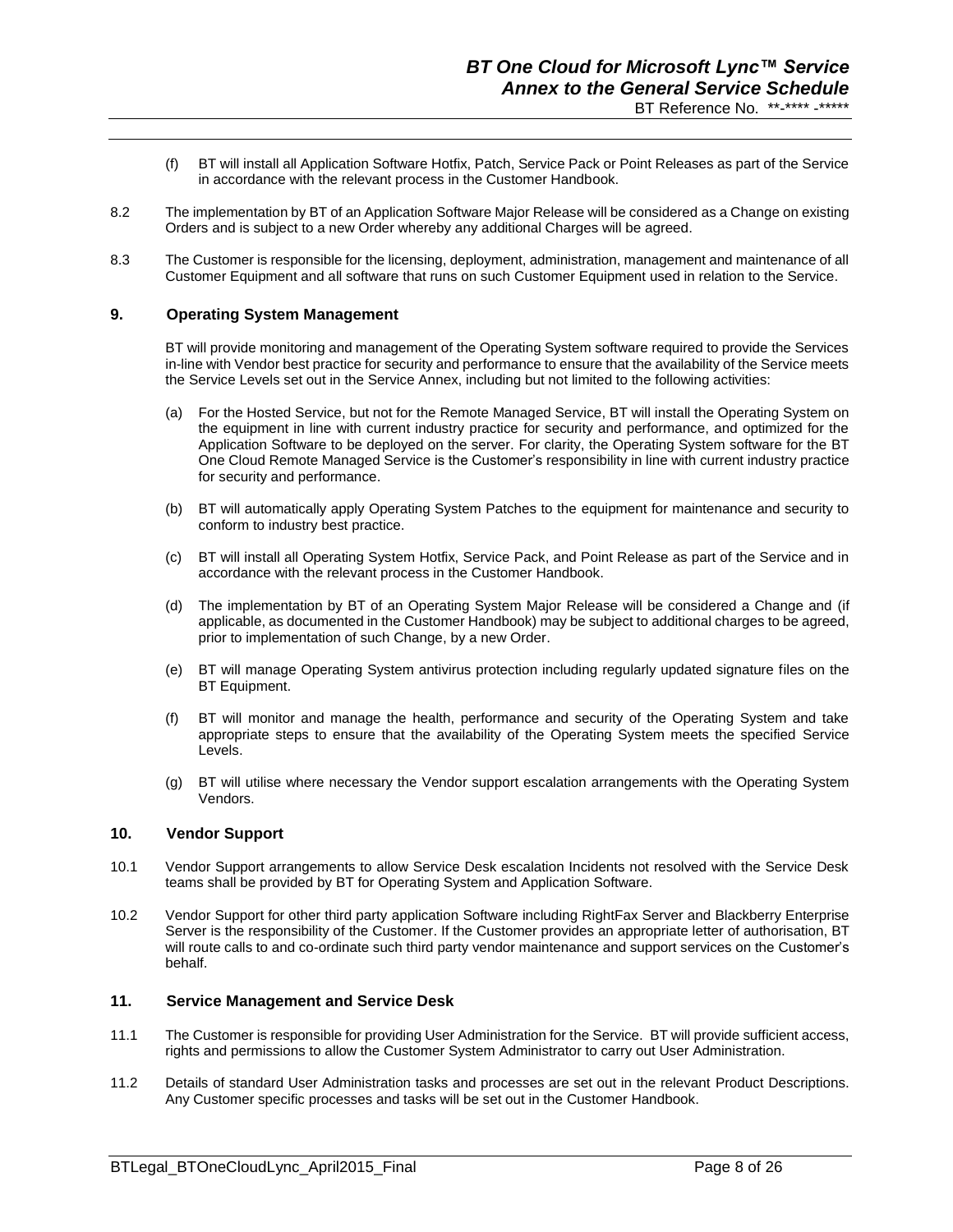(f) BT will install all Application Software Hotfix, Patch, Service Pack or Point Releases as part of the Service in accordance with the relevant process in the Customer Handbook.

8.2 The implementation by BT of an Application Software Major Release will be considered as a Change on existing Orders and is subject to a new Order whereby any additional Charges will be agreed.

8.3 The Customer is responsible for the licensing, deployment, administration, management and maintenance of all Customer Equipment and all software that runs on such Customer Equipment used in relation to the Service.

## 9. Operating System Management

BT will provide monitoring and management of the Operating System software required to provide the Services in-line with Vendor best practice for security and performance to ensure that the availability of the Service meets the Service Levels set out in the Service Annex, including but not limited to the following activities:

(a) For the Hosted Service, but not for the Remote Managed Service, BT will install the Operating System on the equipment in line with current industry practice for security and performance, and optimized for the Application Software to be deployed on the server. For clarity, the Operating System software for the BT One Cloud Remote Managed Service is the Customer's responsibility in line with current industry practice for security and performance.

(b) BT will automatically apply Operating System Patches to the equipment for maintenance and security to conform to industry best practice.

(c) BT will install all Operating System Hotfix, Service Pack, and Point Release as part of the Service and in accordance with the relevant process in the Customer Handbook.

(d) The implementation by BT of an Operating System Major Release will be considered a Change and (if applicable, as documented in the Customer Handbook) may be subject to additional charges to be agreed, prior to implementation of such Change, by a new Order.

(e) BT will manage Operating System antivirus protection including regularly updated signature files on the BT Equipment.

(f) BT will monitor and manage the health, performance and security of the Operating System and take appropriate steps to ensure that the availability of the Operating System meets the specified Service Levels.

(g) BT will utilise where necessary the Vendor support escalation arrangements with the Operating System Vendors.

## 10. Vendor Support

10.1 Vendor Support arrangements to allow Service Desk escalation Incidents not resolved with the Service Desk teams shall be provided by BT for Operating System and Application Software.

10.2 Vendor Support for other third party application Software including RightFax Server and Blackberry Enterprise Server is the responsibility of the Customer. If the Customer provides an appropriate letter of authorisation, BT will route calls to and co-ordinate such third party vendor maintenance and support services on the Customer's behalf.

## 11. Service Management and Service Desk

11.1 The Customer is responsible for providing User Administration for the Service. BT will provide sufficient access, rights and permissions to allow the Customer System Administrator to carry out User Administration.

11.2 Details of standard User Administration tasks and processes are set out in the relevant Product Descriptions. Any Customer specific processes and tasks will be set out in the Customer Handbook.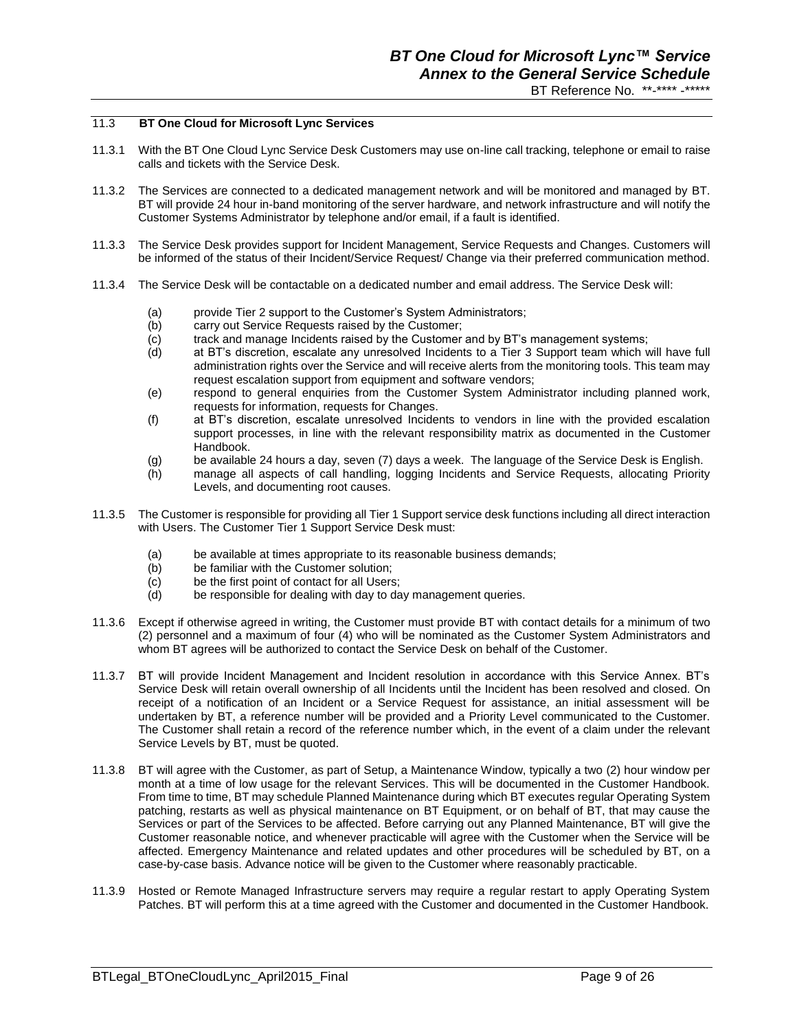### 11.3 BT One Cloud for Microsoft Lync Services

11.3.1 With the BT One Cloud Lync Service Desk Customers may use on-line call tracking, telephone or email to raise calls and tickets with the Service Desk.

11.3.2 The Services are connected to a dedicated management network and will be monitored and managed by BT. BT will provide 24 hour in-band monitoring of the server hardware, and network infrastructure and will notify the Customer Systems Administrator by telephone and/or email, if a fault is identified.

11.3.3 The Service Desk provides support for Incident Management, Service Requests and Changes. Customers will be informed of the status of their Incident/Service Request/ Change via their preferred communication method.

11.3.4 The Service Desk will be contactable on a dedicated number and email address. The Service Desk will:

- (a) provide Tier 2 support to the Customer's System Administrators;
- (b) carry out Service Requests raised by the Customer;
- (c) track and manage Incidents raised by the Customer and by BT's management systems;
- (d) at BT's discretion, escalate any unresolved Incidents to a Tier 3 Support team which will have full administration rights over the Service and will receive alerts from the monitoring tools. This team may request escalation support from equipment and software vendors;
- (e) respond to general enquiries from the Customer System Administrator including planned work, requests for information, requests for Changes.
- (f) at BT's discretion, escalate unresolved Incidents to vendors in line with the provided escalation support processes, in line with the relevant responsibility matrix as documented in the Customer Handbook.
- (g) be available 24 hours a day, seven (7) days a week. The language of the Service Desk is English.
- (h) manage all aspects of call handling, logging Incidents and Service Requests, allocating Priority Levels, and documenting root causes.

11.3.5 The Customer is responsible for providing all Tier 1 Support service desk functions including all direct interaction with Users. The Customer Tier 1 Support Service Desk must:

- (a) be available at times appropriate to its reasonable business demands;
- (b) be familiar with the Customer solution;
- (c) be the first point of contact for all Users;
- (d) be responsible for dealing with day to day management queries.

11.3.6 Except if otherwise agreed in writing, the Customer must provide BT with contact details for a minimum of two (2) personnel and a maximum of four (4) who will be nominated as the Customer System Administrators and whom BT agrees will be authorized to contact the Service Desk on behalf of the Customer.

11.3.7 BT will provide Incident Management and Incident resolution in accordance with this Service Annex. BT's Service Desk will retain overall ownership of all Incidents until the Incident has been resolved and closed. On receipt of a notification of an Incident or a Service Request for assistance, an initial assessment will be undertaken by BT, a reference number will be provided and a Priority Level communicated to the Customer. The Customer shall retain a record of the reference number which, in the event of a claim under the relevant Service Levels by BT, must be quoted.

11.3.8 BT will agree with the Customer, as part of Setup, a Maintenance Window, typically a two (2) hour window per month at a time of low usage for the relevant Services. This will be documented in the Customer Handbook. From time to time, BT may schedule Planned Maintenance during which BT executes regular Operating System patching, restarts as well as physical maintenance on BT Equipment, or on behalf of BT, that may cause the Services or part of the Services to be affected. Before carrying out any Planned Maintenance, BT will give the Customer reasonable notice, and whenever practicable will agree with the Customer when the Service will be affected. Emergency Maintenance and related updates and other procedures will be scheduled by BT, on a case-by-case basis. Advance notice will be given to the Customer where reasonably practicable.

11.3.9 Hosted or Remote Managed Infrastructure servers may require a regular restart to apply Operating System Patches. BT will perform this at a time agreed with the Customer and documented in the Customer Handbook.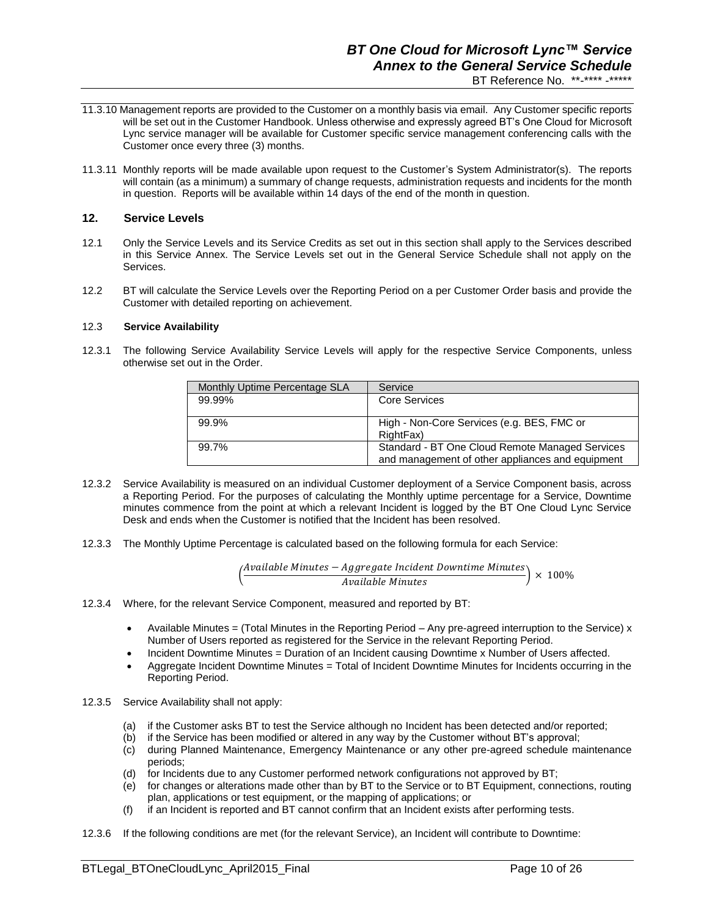11.3.10 Management reports are provided to the Customer on a monthly basis via email. Any Customer specific reports will be set out in the Customer Handbook. Unless otherwise and expressly agreed BT's One Cloud for Microsoft Lync service manager will be available for Customer specific service management conferencing calls with the Customer once every three (3) months.

11.3.11 Monthly reports will be made available upon request to the Customer's System Administrator(s). The reports will contain (as a minimum) a summary of change requests, administration requests and incidents for the month in question. Reports will be available within 14 days of the end of the month in question.

## 12. Service Levels

12.1 Only the Service Levels and its Service Credits as set out in this section shall apply to the Services described in this Service Annex. The Service Levels set out in the General Service Schedule shall not apply on the Services.

12.2 BT will calculate the Service Levels over the Reporting Period on a per Customer Order basis and provide the Customer with detailed reporting on achievement.

### 12.3 Service Availability

12.3.1 The following Service Availability Service Levels will apply for the respective Service Components, unless otherwise set out in the Order.

| Monthly Uptime Percentage SLA | Service |
|---|---|
| 99.99% | Core Services |
| 99.9% | High - Non-Core Services (e.g. BES, FMC or RightFax) |
| 99.7% | Standard - BT One Cloud Remote Managed Services and management of other appliances and equipment |

12.3.2 Service Availability is measured on an individual Customer deployment of a Service Component basis, across a Reporting Period. For the purposes of calculating the Monthly uptime percentage for a Service, Downtime minutes commence from the point at which a relevant Incident is logged by the BT One Cloud Lync Service Desk and ends when the Customer is notified that the Incident has been resolved.

12.3.3 The Monthly Uptime Percentage is calculated based on the following formula for each Service:

$$\left(\frac{Available\ Minutes - Aggregate\ Incident\ Downtime\ Minutes}{Available\ Minutes}\right) \times 100\%$$

12.3.4 Where, for the relevant Service Component, measured and reported by BT:

- Available Minutes = (Total Minutes in the Reporting Period – Any pre-agreed interruption to the Service) x Number of Users reported as registered for the Service in the relevant Reporting Period.
- Incident Downtime Minutes = Duration of an Incident causing Downtime x Number of Users affected.
- Aggregate Incident Downtime Minutes = Total of Incident Downtime Minutes for Incidents occurring in the Reporting Period.

12.3.5 Service Availability shall not apply:

(a) if the Customer asks BT to test the Service although no Incident has been detected and/or reported;
(b) if the Service has been modified or altered in any way by the Customer without BT's approval;
(c) during Planned Maintenance, Emergency Maintenance or any other pre-agreed schedule maintenance periods;
(d) for Incidents due to any Customer performed network configurations not approved by BT;
(e) for changes or alterations made other than by BT to the Service or to BT Equipment, connections, routing plan, applications or test equipment, or the mapping of applications; or
(f) if an Incident is reported and BT cannot confirm that an Incident exists after performing tests.

12.3.6 If the following conditions are met (for the relevant Service), an Incident will contribute to Downtime: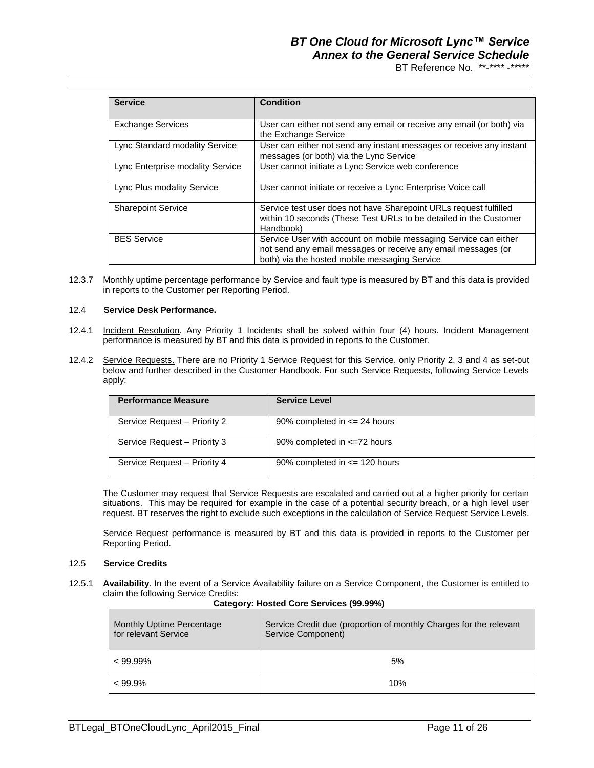| Service | Condition |
| --- | --- |
| Exchange Services | User can either not send any email or receive any email (or both) via the Exchange Service |
| Lync Standard modality Service | User can either not send any instant messages or receive any instant messages (or both) via the Lync Service |
| Lync Enterprise modality Service | User cannot initiate a Lync Service web conference |
| Lync Plus modality Service | User cannot initiate or receive a Lync Enterprise Voice call |
| Sharepoint Service | Service test user does not have Sharepoint URLs request fulfilled within 10 seconds (These Test URLs to be detailed in the Customer Handbook) |
| BES Service | Service User with account on mobile messaging Service can either not send any email messages or receive any email messages (or both) via the hosted mobile messaging Service |

12.3.7 Monthly uptime percentage performance by Service and fault type is measured by BT and this data is provided in reports to the Customer per Reporting Period.

12.4 **Service Desk Performance.**

12.4.1 Incident Resolution. Any Priority 1 Incidents shall be solved within four (4) hours. Incident Management performance is measured by BT and this data is provided in reports to the Customer.

12.4.2 Service Requests. There are no Priority 1 Service Request for this Service, only Priority 2, 3 and 4 as set-out below and further described in the Customer Handbook. For such Service Requests, following Service Levels apply:

| Performance Measure | Service Level |
| --- | --- |
| Service Request – Priority 2 | 90% completed in <= 24 hours |
| Service Request – Priority 3 | 90% completed in <=72 hours |
| Service Request – Priority 4 | 90% completed in <= 120 hours |

The Customer may request that Service Requests are escalated and carried out at a higher priority for certain situations. This may be required for example in the case of a potential security breach, or a high level user request. BT reserves the right to exclude such exceptions in the calculation of Service Request Service Levels.

Service Request performance is measured by BT and this data is provided in reports to the Customer per Reporting Period.

12.5 **Service Credits**

12.5.1 **Availability**. In the event of a Service Availability failure on a Service Component, the Customer is entitled to claim the following Service Credits:

**Category: Hosted Core Services (99.99%)**

| Monthly Uptime Percentage for relevant Service | Service Credit due (proportion of monthly Charges for the relevant Service Component) |
| --- | --- |
| < 99.99% | 5% |
| < 99.9% | 10% |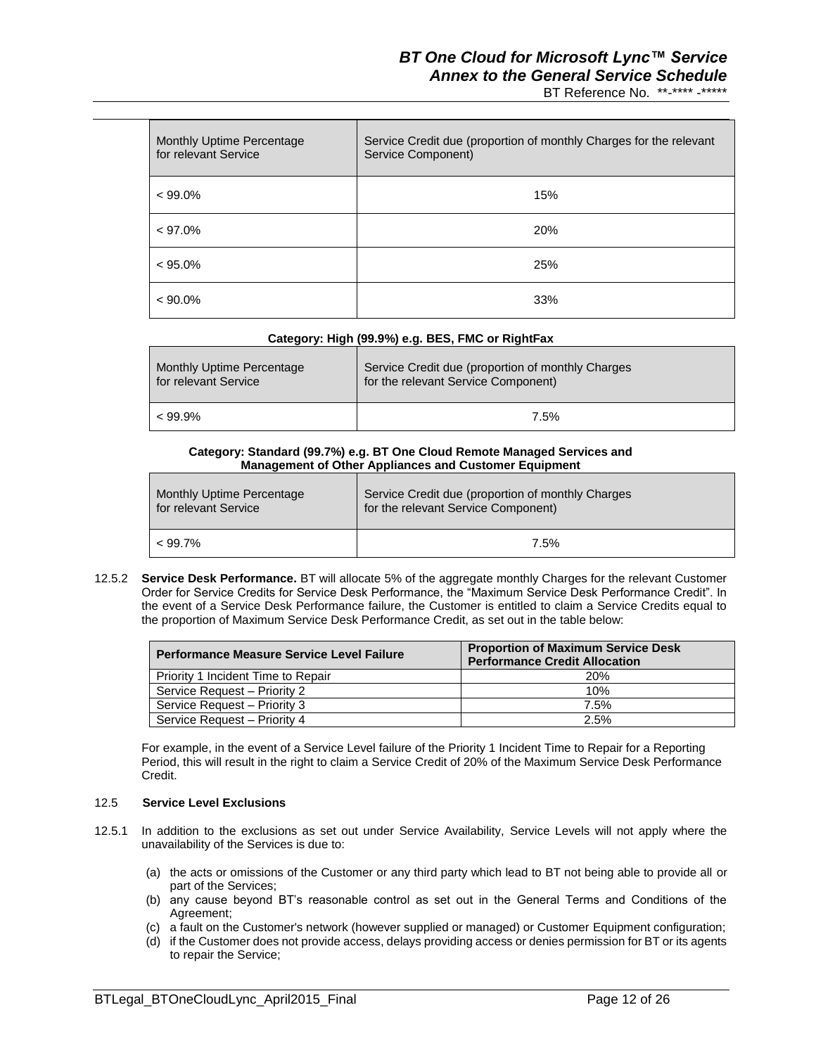| Monthly Uptime Percentage for relevant Service | Service Credit due (proportion of monthly Charges for the relevant Service Component) |
|---|---|
| < 99.0% | 15% |
| < 97.0% | 20% |
| < 95.0% | 25% |
| < 90.0% | 33% |

**Category: High (99.9%) e.g. BES, FMC or RightFax**

| Monthly Uptime Percentage for relevant Service | Service Credit due (proportion of monthly Charges for the relevant Service Component) |
|---|---|
| < 99.9% | 7.5% |

**Category: Standard (99.7%) e.g. BT One Cloud Remote Managed Services and Management of Other Appliances and Customer Equipment**

| Monthly Uptime Percentage for relevant Service | Service Credit due (proportion of monthly Charges for the relevant Service Component) |
|---|---|
| < 99.7% | 7.5% |

12.5.2 **Service Desk Performance.** BT will allocate 5% of the aggregate monthly Charges for the relevant Customer Order for Service Credits for Service Desk Performance, the "Maximum Service Desk Performance Credit". In the event of a Service Desk Performance failure, the Customer is entitled to claim a Service Credits equal to the proportion of Maximum Service Desk Performance Credit, as set out in the table below:

| Performance Measure Service Level Failure | Proportion of Maximum Service Desk Performance Credit Allocation |
|---|---|
| Priority 1 Incident Time to Repair | 20% |
| Service Request – Priority 2 | 10% |
| Service Request – Priority 3 | 7.5% |
| Service Request – Priority 4 | 2.5% |

For example, in the event of a Service Level failure of the Priority 1 Incident Time to Repair for a Reporting Period, this will result in the right to claim a Service Credit of 20% of the Maximum Service Desk Performance Credit.

### 12.5 Service Level Exclusions

12.5.1 In addition to the exclusions as set out under Service Availability, Service Levels will not apply where the unavailability of the Services is due to:

(a) the acts or omissions of the Customer or any third party which lead to BT not being able to provide all or part of the Services;

(b) any cause beyond BT's reasonable control as set out in the General Terms and Conditions of the Agreement;

(c) a fault on the Customer's network (however supplied or managed) or Customer Equipment configuration;

(d) if the Customer does not provide access, delays providing access or denies permission for BT or its agents to repair the Service;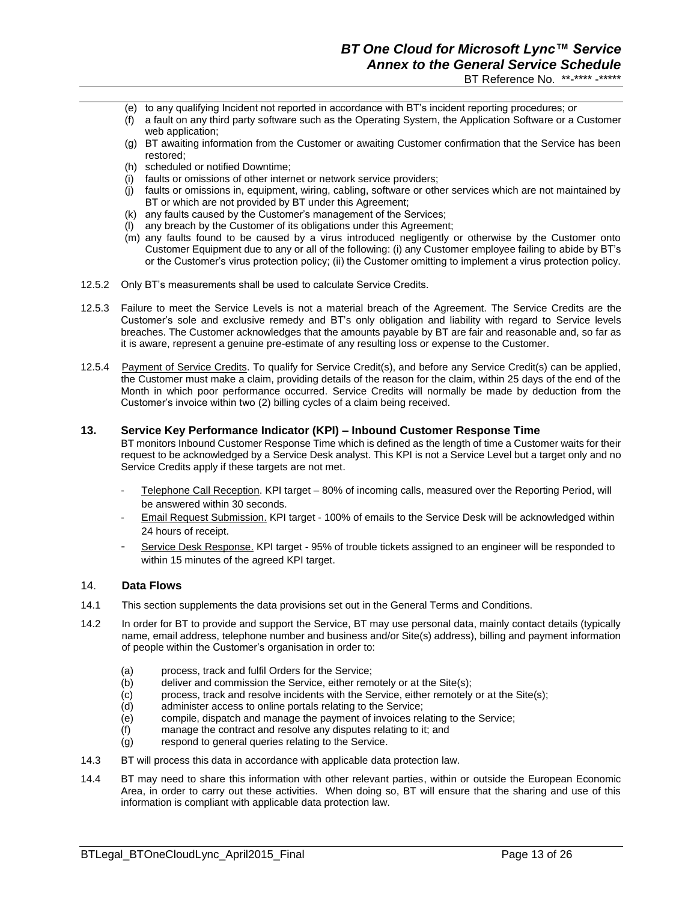(e) to any qualifying Incident not reported in accordance with BT's incident reporting procedures; or
(f) a fault on any third party software such as the Operating System, the Application Software or a Customer web application;
(g) BT awaiting information from the Customer or awaiting Customer confirmation that the Service has been restored;
(h) scheduled or notified Downtime;
(i) faults or omissions of other internet or network service providers;
(j) faults or omissions in, equipment, wiring, cabling, software or other services which are not maintained by BT or which are not provided by BT under this Agreement;
(k) any faults caused by the Customer's management of the Services;
(l) any breach by the Customer of its obligations under this Agreement;
(m) any faults found to be caused by a virus introduced negligently or otherwise by the Customer onto Customer Equipment due to any or all of the following: (i) any Customer employee failing to abide by BT's or the Customer's virus protection policy; (ii) the Customer omitting to implement a virus protection policy.

12.5.2 Only BT's measurements shall be used to calculate Service Credits.

12.5.3 Failure to meet the Service Levels is not a material breach of the Agreement. The Service Credits are the Customer's sole and exclusive remedy and BT's only obligation and liability with regard to Service levels breaches. The Customer acknowledges that the amounts payable by BT are fair and reasonable and, so far as it is aware, represent a genuine pre-estimate of any resulting loss or expense to the Customer.

12.5.4 Payment of Service Credits. To qualify for Service Credit(s), and before any Service Credit(s) can be applied, the Customer must make a claim, providing details of the reason for the claim, within 25 days of the end of the Month in which poor performance occurred. Service Credits will normally be made by deduction from the Customer's invoice within two (2) billing cycles of a claim being received.

## 13. Service Key Performance Indicator (KPI) – Inbound Customer Response Time

BT monitors Inbound Customer Response Time which is defined as the length of time a Customer waits for their request to be acknowledged by a Service Desk analyst. This KPI is not a Service Level but a target only and no Service Credits apply if these targets are not met.

- Telephone Call Reception. KPI target – 80% of incoming calls, measured over the Reporting Period, will be answered within 30 seconds.
- Email Request Submission. KPI target - 100% of emails to the Service Desk will be acknowledged within 24 hours of receipt.
- Service Desk Response. KPI target - 95% of trouble tickets assigned to an engineer will be responded to within 15 minutes of the agreed KPI target.

## 14. Data Flows

14.1 This section supplements the data provisions set out in the General Terms and Conditions.

14.2 In order for BT to provide and support the Service, BT may use personal data, mainly contact details (typically name, email address, telephone number and business and/or Site(s) address), billing and payment information of people within the Customer's organisation in order to:

(a) process, track and fulfil Orders for the Service;
(b) deliver and commission the Service, either remotely or at the Site(s);
(c) process, track and resolve incidents with the Service, either remotely or at the Site(s);
(d) administer access to online portals relating to the Service;
(e) compile, dispatch and manage the payment of invoices relating to the Service;
(f) manage the contract and resolve any disputes relating to it; and
(g) respond to general queries relating to the Service.

14.3 BT will process this data in accordance with applicable data protection law.

14.4 BT may need to share this information with other relevant parties, within or outside the European Economic Area, in order to carry out these activities. When doing so, BT will ensure that the sharing and use of this information is compliant with applicable data protection law.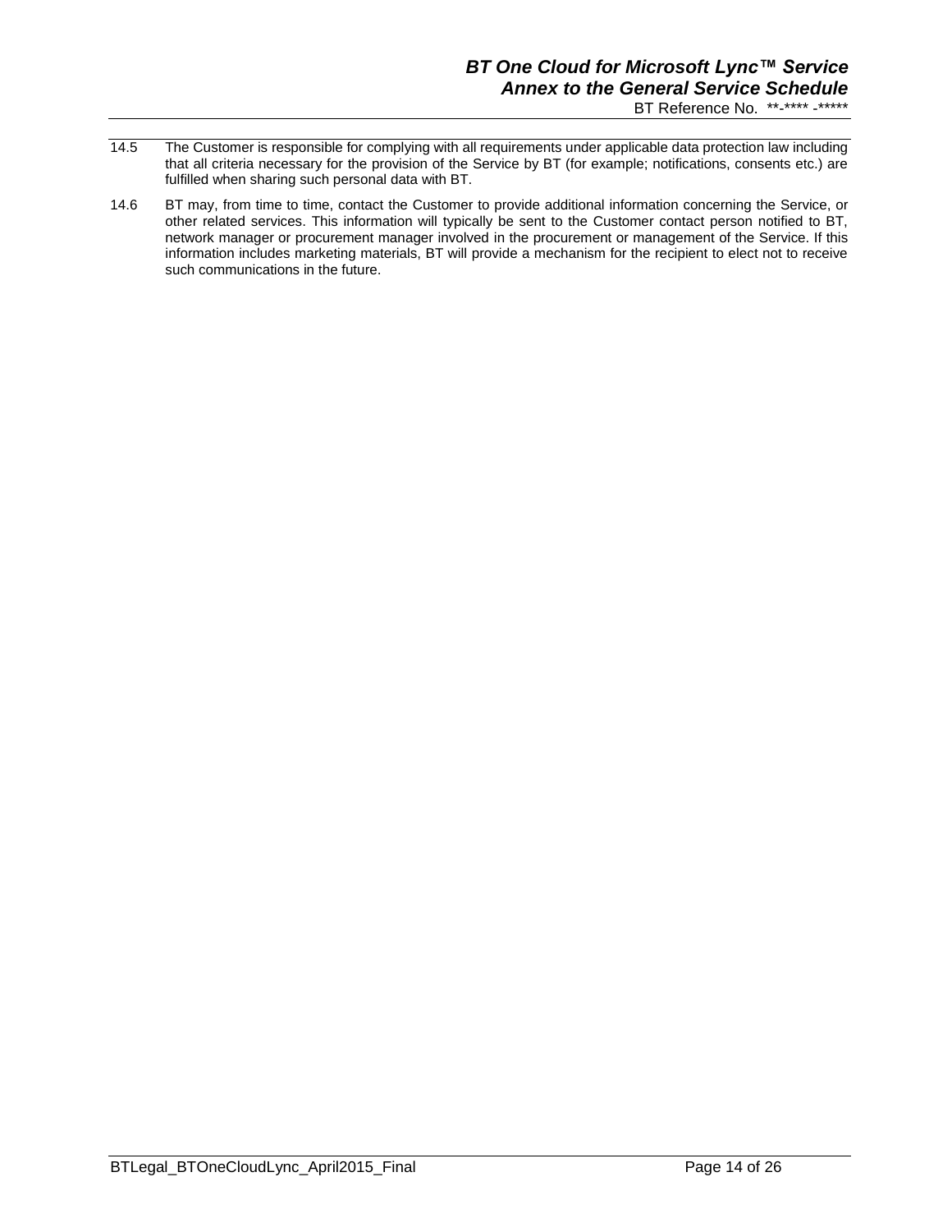14.5 The Customer is responsible for complying with all requirements under applicable data protection law including that all criteria necessary for the provision of the Service by BT (for example; notifications, consents etc.) are fulfilled when sharing such personal data with BT.

14.6 BT may, from time to time, contact the Customer to provide additional information concerning the Service, or other related services. This information will typically be sent to the Customer contact person notified to BT, network manager or procurement manager involved in the procurement or management of the Service. If this information includes marketing materials, BT will provide a mechanism for the recipient to elect not to receive such communications in the future.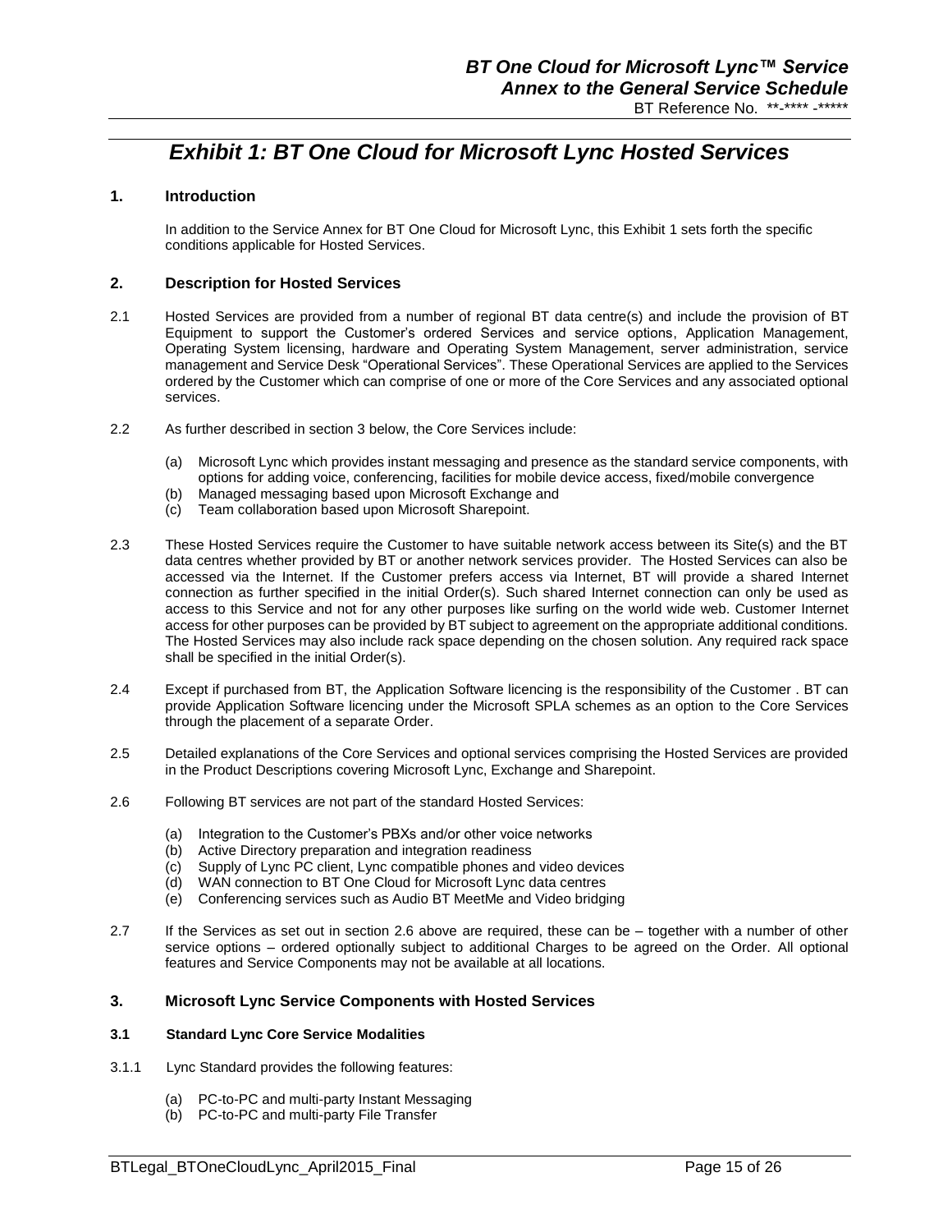# *Exhibit 1: BT One Cloud for Microsoft Lync Hosted Services*

## 1. Introduction

In addition to the Service Annex for BT One Cloud for Microsoft Lync, this Exhibit 1 sets forth the specific conditions applicable for Hosted Services.

## 2. Description for Hosted Services

2.1 Hosted Services are provided from a number of regional BT data centre(s) and include the provision of BT Equipment to support the Customer's ordered Services and service options, Application Management, Operating System licensing, hardware and Operating System Management, server administration, service management and Service Desk "Operational Services". These Operational Services are applied to the Services ordered by the Customer which can comprise of one or more of the Core Services and any associated optional services.

2.2 As further described in section 3 below, the Core Services include:

(a) Microsoft Lync which provides instant messaging and presence as the standard service components, with options for adding voice, conferencing, facilities for mobile device access, fixed/mobile convergence
(b) Managed messaging based upon Microsoft Exchange and
(c) Team collaboration based upon Microsoft Sharepoint.

2.3 These Hosted Services require the Customer to have suitable network access between its Site(s) and the BT data centres whether provided by BT or another network services provider. The Hosted Services can also be accessed via the Internet. If the Customer prefers access via Internet, BT will provide a shared Internet connection as further specified in the initial Order(s). Such shared Internet connection can only be used as access to this Service and not for any other purposes like surfing on the world wide web. Customer Internet access for other purposes can be provided by BT subject to agreement on the appropriate additional conditions. The Hosted Services may also include rack space depending on the chosen solution. Any required rack space shall be specified in the initial Order(s).

2.4 Except if purchased from BT, the Application Software licencing is the responsibility of the Customer . BT can provide Application Software licencing under the Microsoft SPLA schemes as an option to the Core Services through the placement of a separate Order.

2.5 Detailed explanations of the Core Services and optional services comprising the Hosted Services are provided in the Product Descriptions covering Microsoft Lync, Exchange and Sharepoint.

2.6 Following BT services are not part of the standard Hosted Services:

(a) Integration to the Customer's PBXs and/or other voice networks
(b) Active Directory preparation and integration readiness
(c) Supply of Lync PC client, Lync compatible phones and video devices
(d) WAN connection to BT One Cloud for Microsoft Lync data centres
(e) Conferencing services such as Audio BT MeetMe and Video bridging

2.7 If the Services as set out in section 2.6 above are required, these can be – together with a number of other service options – ordered optionally subject to additional Charges to be agreed on the Order. All optional features and Service Components may not be available at all locations.

## 3. Microsoft Lync Service Components with Hosted Services

### 3.1 Standard Lync Core Service Modalities

3.1.1 Lync Standard provides the following features:

(a) PC-to-PC and multi-party Instant Messaging
(b) PC-to-PC and multi-party File Transfer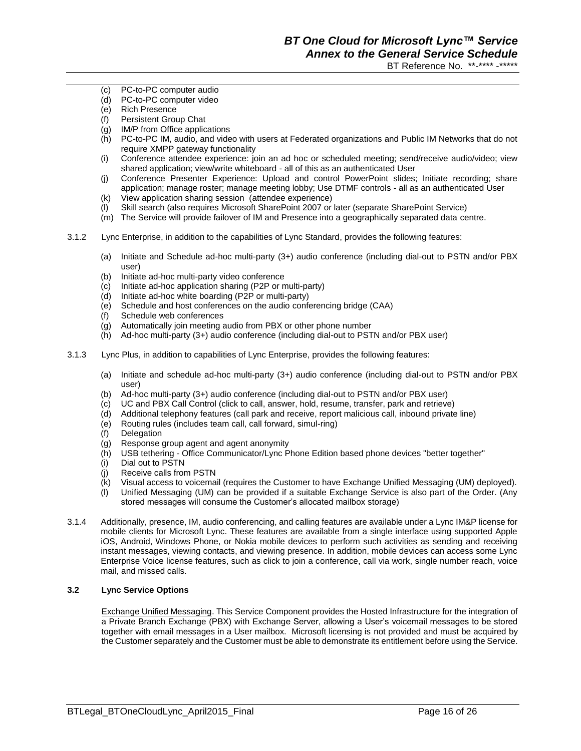(c) PC-to-PC computer audio
(d) PC-to-PC computer video
(e) Rich Presence
(f) Persistent Group Chat
(g) IM/P from Office applications
(h) PC-to-PC IM, audio, and video with users at Federated organizations and Public IM Networks that do not require XMPP gateway functionality
(i) Conference attendee experience: join an ad hoc or scheduled meeting; send/receive audio/video; view shared application; view/write whiteboard - all of this as an authenticated User
(j) Conference Presenter Experience: Upload and control PowerPoint slides; Initiate recording; share application; manage roster; manage meeting lobby; Use DTMF controls - all as an authenticated User
(k) View application sharing session (attendee experience)
(l) Skill search (also requires Microsoft SharePoint 2007 or later (separate SharePoint Service)
(m) The Service will provide failover of IM and Presence into a geographically separated data centre.

3.1.2 Lync Enterprise, in addition to the capabilities of Lync Standard, provides the following features:

(a) Initiate and Schedule ad-hoc multi-party (3+) audio conference (including dial-out to PSTN and/or PBX user)
(b) Initiate ad-hoc multi-party video conference
(c) Initiate ad-hoc application sharing (P2P or multi-party)
(d) Initiate ad-hoc white boarding (P2P or multi-party)
(e) Schedule and host conferences on the audio conferencing bridge (CAA)
(f) Schedule web conferences
(g) Automatically join meeting audio from PBX or other phone number
(h) Ad-hoc multi-party (3+) audio conference (including dial-out to PSTN and/or PBX user)

3.1.3 Lync Plus, in addition to capabilities of Lync Enterprise, provides the following features:

(a) Initiate and schedule ad-hoc multi-party (3+) audio conference (including dial-out to PSTN and/or PBX user)
(b) Ad-hoc multi-party (3+) audio conference (including dial-out to PSTN and/or PBX user)
(c) UC and PBX Call Control (click to call, answer, hold, resume, transfer, park and retrieve)
(d) Additional telephony features (call park and receive, report malicious call, inbound private line)
(e) Routing rules (includes team call, call forward, simul-ring)
(f) Delegation
(g) Response group agent and agent anonymity
(h) USB tethering - Office Communicator/Lync Phone Edition based phone devices "better together"
(i) Dial out to PSTN
(j) Receive calls from PSTN
(k) Visual access to voicemail (requires the Customer to have Exchange Unified Messaging (UM) deployed).
(l) Unified Messaging (UM) can be provided if a suitable Exchange Service is also part of the Order. (Any stored messages will consume the Customer's allocated mailbox storage)

3.1.4 Additionally, presence, IM, audio conferencing, and calling features are available under a Lync IM&P license for mobile clients for Microsoft Lync. These features are available from a single interface using supported Apple iOS, Android, Windows Phone, or Nokia mobile devices to perform such activities as sending and receiving instant messages, viewing contacts, and viewing presence. In addition, mobile devices can access some Lync Enterprise Voice license features, such as click to join a conference, call via work, single number reach, voice mail, and missed calls.

**3.2 Lync Service Options**

Exchange Unified Messaging. This Service Component provides the Hosted Infrastructure for the integration of a Private Branch Exchange (PBX) with Exchange Server, allowing a User's voicemail messages to be stored together with email messages in a User mailbox. Microsoft licensing is not provided and must be acquired by the Customer separately and the Customer must be able to demonstrate its entitlement before using the Service.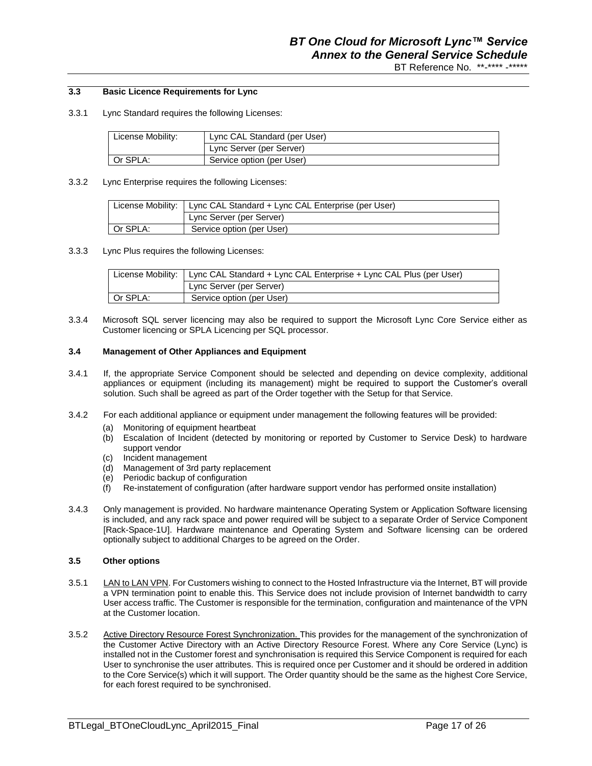### 3.3 Basic Licence Requirements for Lync

3.3.1 Lync Standard requires the following Licenses:

| License Mobility: | Lync CAL Standard (per User) |
|---|---|
| | Lync Server (per Server) |
| Or SPLA: | Service option (per User) |

3.3.2 Lync Enterprise requires the following Licenses:

| License Mobility: | Lync CAL Standard + Lync CAL Enterprise (per User) |
|---|---|
| | Lync Server (per Server) |
| Or SPLA: | Service option (per User) |

3.3.3 Lync Plus requires the following Licenses:

| License Mobility: | Lync CAL Standard + Lync CAL Enterprise + Lync CAL Plus (per User) |
|---|---|
| | Lync Server (per Server) |
| Or SPLA: | Service option (per User) |

3.3.4 Microsoft SQL server licencing may also be required to support the Microsoft Lync Core Service either as Customer licencing or SPLA Licencing per SQL processor.

### 3.4 Management of Other Appliances and Equipment

3.4.1 If, the appropriate Service Component should be selected and depending on device complexity, additional appliances or equipment (including its management) might be required to support the Customer's overall solution. Such shall be agreed as part of the Order together with the Setup for that Service.

3.4.2 For each additional appliance or equipment under management the following features will be provided:

(a) Monitoring of equipment heartbeat
(b) Escalation of Incident (detected by monitoring or reported by Customer to Service Desk) to hardware support vendor
(c) Incident management
(d) Management of 3rd party replacement
(e) Periodic backup of configuration
(f) Re-instatement of configuration (after hardware support vendor has performed onsite installation)

3.4.3 Only management is provided. No hardware maintenance Operating System or Application Software licensing is included, and any rack space and power required will be subject to a separate Order of Service Component [Rack-Space-1U]. Hardware maintenance and Operating System and Software licensing can be ordered optionally subject to additional Charges to be agreed on the Order.

### 3.5 Other options

3.5.1 LAN to LAN VPN. For Customers wishing to connect to the Hosted Infrastructure via the Internet, BT will provide a VPN termination point to enable this. This Service does not include provision of Internet bandwidth to carry User access traffic. The Customer is responsible for the termination, configuration and maintenance of the VPN at the Customer location.

3.5.2 Active Directory Resource Forest Synchronization. This provides for the management of the synchronization of the Customer Active Directory with an Active Directory Resource Forest. Where any Core Service (Lync) is installed not in the Customer forest and synchronisation is required this Service Component is required for each User to synchronise the user attributes. This is required once per Customer and it should be ordered in addition to the Core Service(s) which it will support. The Order quantity should be the same as the highest Core Service, for each forest required to be synchronised.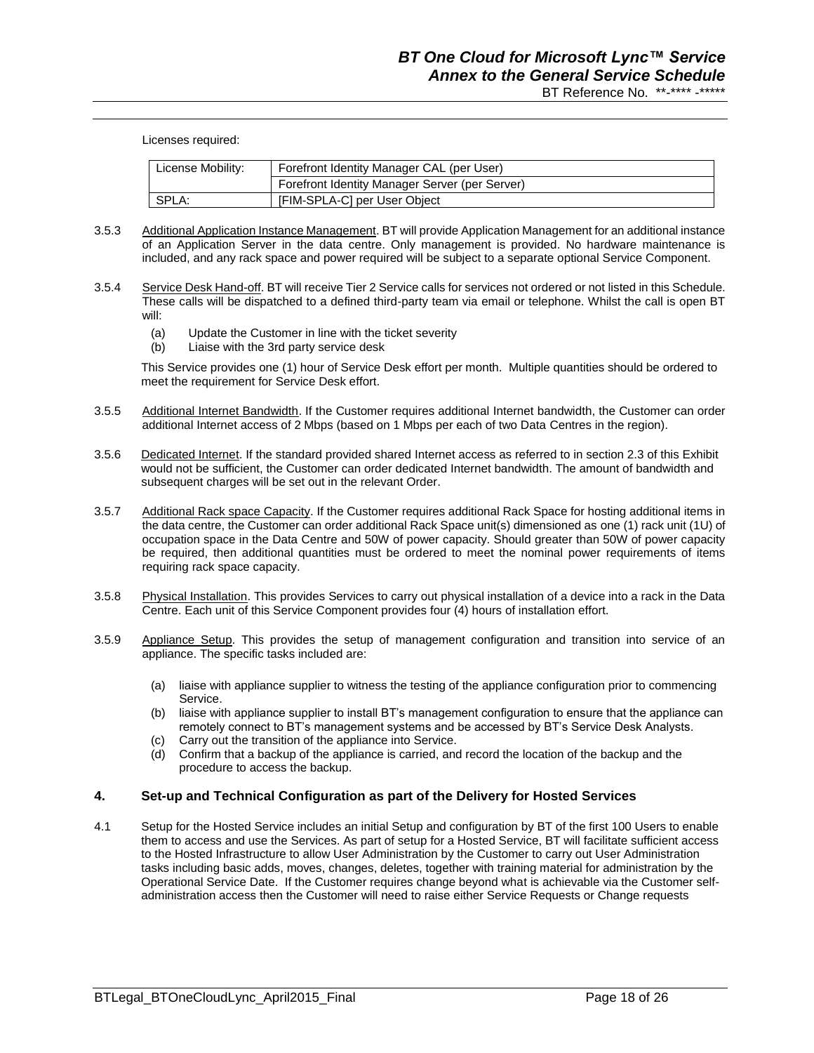Licenses required:

| License Mobility: | Forefront Identity Manager CAL (per User) |
|---|---|
| | Forefront Identity Manager Server (per Server) |
| SPLA: | [FIM-SPLA-C] per User Object |

3.5.3 Additional Application Instance Management. BT will provide Application Management for an additional instance of an Application Server in the data centre. Only management is provided. No hardware maintenance is included, and any rack space and power required will be subject to a separate optional Service Component.

3.5.4 Service Desk Hand-off. BT will receive Tier 2 Service calls for services not ordered or not listed in this Schedule. These calls will be dispatched to a defined third-party team via email or telephone. Whilst the call is open BT will:

(a) Update the Customer in line with the ticket severity
(b) Liaise with the 3rd party service desk

This Service provides one (1) hour of Service Desk effort per month. Multiple quantities should be ordered to meet the requirement for Service Desk effort.

3.5.5 Additional Internet Bandwidth. If the Customer requires additional Internet bandwidth, the Customer can order additional Internet access of 2 Mbps (based on 1 Mbps per each of two Data Centres in the region).

3.5.6 Dedicated Internet. If the standard provided shared Internet access as referred to in section 2.3 of this Exhibit would not be sufficient, the Customer can order dedicated Internet bandwidth. The amount of bandwidth and subsequent charges will be set out in the relevant Order.

3.5.7 Additional Rack space Capacity. If the Customer requires additional Rack Space for hosting additional items in the data centre, the Customer can order additional Rack Space unit(s) dimensioned as one (1) rack unit (1U) of occupation space in the Data Centre and 50W of power capacity. Should greater than 50W of power capacity be required, then additional quantities must be ordered to meet the nominal power requirements of items requiring rack space capacity.

3.5.8 Physical Installation. This provides Services to carry out physical installation of a device into a rack in the Data Centre. Each unit of this Service Component provides four (4) hours of installation effort.

3.5.9 Appliance Setup. This provides the setup of management configuration and transition into service of an appliance. The specific tasks included are:

(a) liaise with appliance supplier to witness the testing of the appliance configuration prior to commencing Service.
(b) liaise with appliance supplier to install BT's management configuration to ensure that the appliance can remotely connect to BT's management systems and be accessed by BT's Service Desk Analysts.
(c) Carry out the transition of the appliance into Service.
(d) Confirm that a backup of the appliance is carried, and record the location of the backup and the procedure to access the backup.

## 4. Set-up and Technical Configuration as part of the Delivery for Hosted Services

4.1 Setup for the Hosted Service includes an initial Setup and configuration by BT of the first 100 Users to enable them to access and use the Services. As part of setup for a Hosted Service, BT will facilitate sufficient access to the Hosted Infrastructure to allow User Administration by the Customer to carry out User Administration tasks including basic adds, moves, changes, deletes, together with training material for administration by the Operational Service Date. If the Customer requires change beyond what is achievable via the Customer self-administration access then the Customer will need to raise either Service Requests or Change requests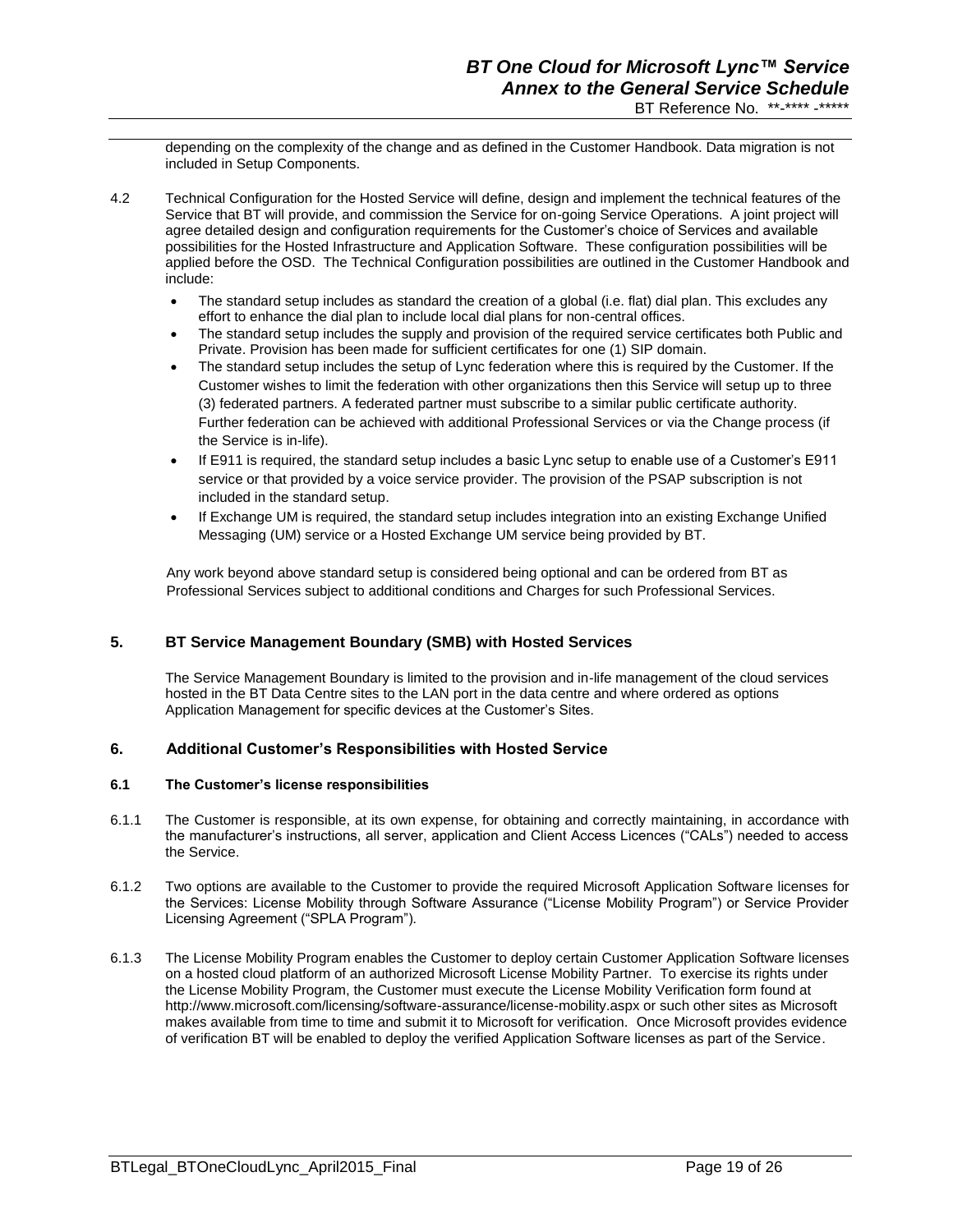depending on the complexity of the change and as defined in the Customer Handbook. Data migration is not included in Setup Components.

4.2 Technical Configuration for the Hosted Service will define, design and implement the technical features of the Service that BT will provide, and commission the Service for on-going Service Operations. A joint project will agree detailed design and configuration requirements for the Customer's choice of Services and available possibilities for the Hosted Infrastructure and Application Software. These configuration possibilities will be applied before the OSD. The Technical Configuration possibilities are outlined in the Customer Handbook and include:

- The standard setup includes as standard the creation of a global (i.e. flat) dial plan. This excludes any effort to enhance the dial plan to include local dial plans for non-central offices.
- The standard setup includes the supply and provision of the required service certificates both Public and Private. Provision has been made for sufficient certificates for one (1) SIP domain.
- The standard setup includes the setup of Lync federation where this is required by the Customer. If the Customer wishes to limit the federation with other organizations then this Service will setup up to three (3) federated partners. A federated partner must subscribe to a similar public certificate authority. Further federation can be achieved with additional Professional Services or via the Change process (if the Service is in-life).
- If E911 is required, the standard setup includes a basic Lync setup to enable use of a Customer's E911 service or that provided by a voice service provider. The provision of the PSAP subscription is not included in the standard setup.
- If Exchange UM is required, the standard setup includes integration into an existing Exchange Unified Messaging (UM) service or a Hosted Exchange UM service being provided by BT.

Any work beyond above standard setup is considered being optional and can be ordered from BT as Professional Services subject to additional conditions and Charges for such Professional Services.

## 5. BT Service Management Boundary (SMB) with Hosted Services

The Service Management Boundary is limited to the provision and in-life management of the cloud services hosted in the BT Data Centre sites to the LAN port in the data centre and where ordered as options Application Management for specific devices at the Customer's Sites.

## 6. Additional Customer's Responsibilities with Hosted Service

### 6.1 The Customer's license responsibilities

6.1.1 The Customer is responsible, at its own expense, for obtaining and correctly maintaining, in accordance with the manufacturer's instructions, all server, application and Client Access Licences ("CALs") needed to access the Service.

6.1.2 Two options are available to the Customer to provide the required Microsoft Application Software licenses for the Services: License Mobility through Software Assurance ("License Mobility Program") or Service Provider Licensing Agreement ("SPLA Program").

6.1.3 The License Mobility Program enables the Customer to deploy certain Customer Application Software licenses on a hosted cloud platform of an authorized Microsoft License Mobility Partner. To exercise its rights under the License Mobility Program, the Customer must execute the License Mobility Verification form found at http://www.microsoft.com/licensing/software-assurance/license-mobility.aspx or such other sites as Microsoft makes available from time to time and submit it to Microsoft for verification. Once Microsoft provides evidence of verification BT will be enabled to deploy the verified Application Software licenses as part of the Service.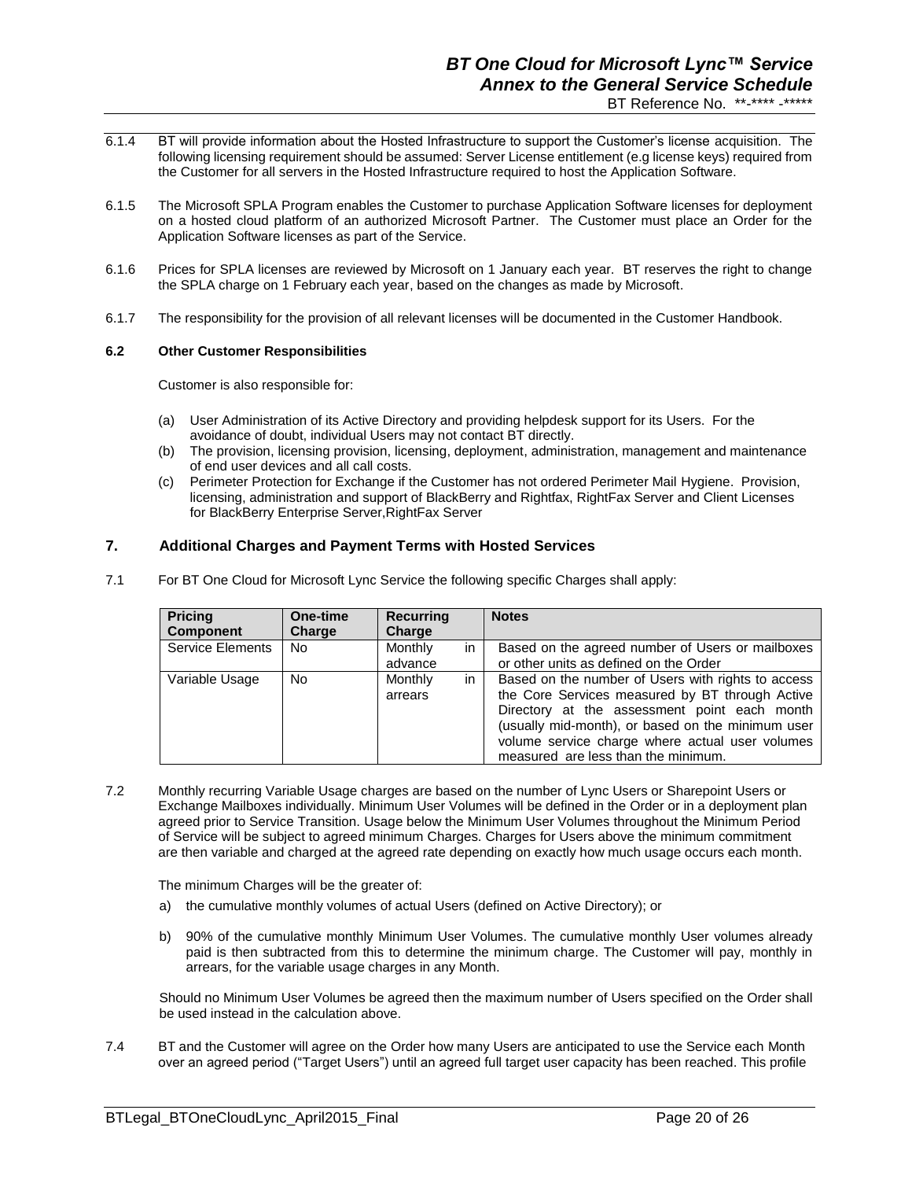6.1.4 BT will provide information about the Hosted Infrastructure to support the Customer's license acquisition. The following licensing requirement should be assumed: Server License entitlement (e.g license keys) required from the Customer for all servers in the Hosted Infrastructure required to host the Application Software.

6.1.5 The Microsoft SPLA Program enables the Customer to purchase Application Software licenses for deployment on a hosted cloud platform of an authorized Microsoft Partner. The Customer must place an Order for the Application Software licenses as part of the Service.

6.1.6 Prices for SPLA licenses are reviewed by Microsoft on 1 January each year. BT reserves the right to change the SPLA charge on 1 February each year, based on the changes as made by Microsoft.

6.1.7 The responsibility for the provision of all relevant licenses will be documented in the Customer Handbook.

**6.2 Other Customer Responsibilities**

Customer is also responsible for:

(a) User Administration of its Active Directory and providing helpdesk support for its Users. For the avoidance of doubt, individual Users may not contact BT directly.
(b) The provision, licensing provision, licensing, deployment, administration, management and maintenance of end user devices and all call costs.
(c) Perimeter Protection for Exchange if the Customer has not ordered Perimeter Mail Hygiene. Provision, licensing, administration and support of BlackBerry and Rightfax, RightFax Server and Client Licenses for BlackBerry Enterprise Server,RightFax Server

## 7. Additional Charges and Payment Terms with Hosted Services

7.1 For BT One Cloud for Microsoft Lync Service the following specific Charges shall apply:

| Pricing Component | One-time Charge | Recurring Charge | Notes |
|---|---|---|---|
| Service Elements | No | Monthly in advance | Based on the agreed number of Users or mailboxes or other units as defined on the Order |
| Variable Usage | No | Monthly in arrears | Based on the number of Users with rights to access the Core Services measured by BT through Active Directory at the assessment point each month (usually mid-month), or based on the minimum user volume service charge where actual user volumes measured are less than the minimum. |

7.2 Monthly recurring Variable Usage charges are based on the number of Lync Users or Sharepoint Users or Exchange Mailboxes individually. Minimum User Volumes will be defined in the Order or in a deployment plan agreed prior to Service Transition. Usage below the Minimum User Volumes throughout the Minimum Period of Service will be subject to agreed minimum Charges. Charges for Users above the minimum commitment are then variable and charged at the agreed rate depending on exactly how much usage occurs each month.

The minimum Charges will be the greater of:

a) the cumulative monthly volumes of actual Users (defined on Active Directory); or

b) 90% of the cumulative monthly Minimum User Volumes. The cumulative monthly User volumes already paid is then subtracted from this to determine the minimum charge. The Customer will pay, monthly in arrears, for the variable usage charges in any Month.

Should no Minimum User Volumes be agreed then the maximum number of Users specified on the Order shall be used instead in the calculation above.

7.4 BT and the Customer will agree on the Order how many Users are anticipated to use the Service each Month over an agreed period ("Target Users") until an agreed full target user capacity has been reached. This profile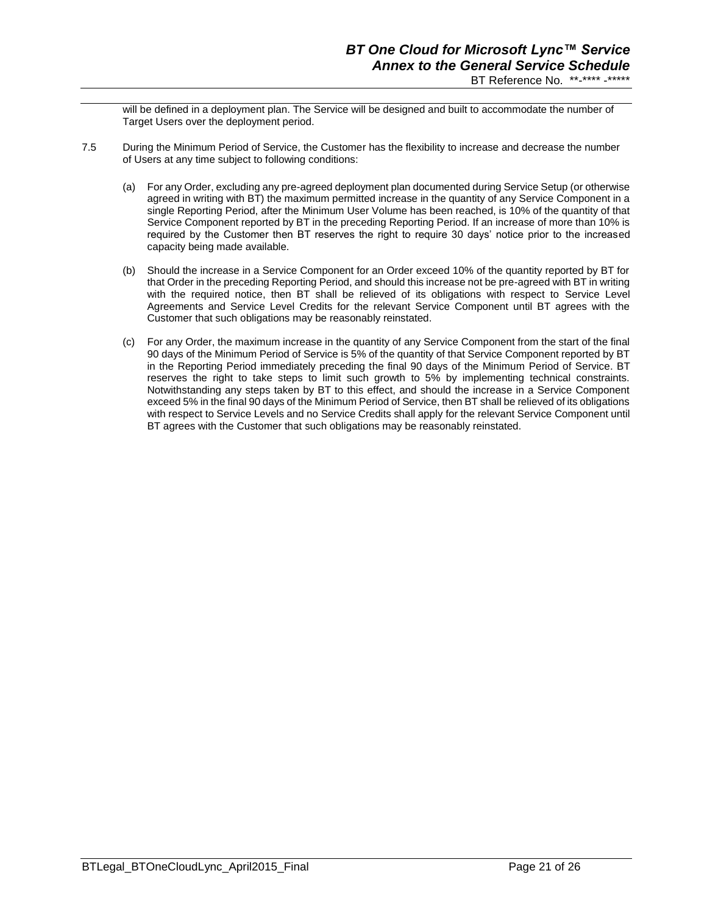will be defined in a deployment plan. The Service will be designed and built to accommodate the number of Target Users over the deployment period.

7.5 During the Minimum Period of Service, the Customer has the flexibility to increase and decrease the number of Users at any time subject to following conditions:

(a) For any Order, excluding any pre-agreed deployment plan documented during Service Setup (or otherwise agreed in writing with BT) the maximum permitted increase in the quantity of any Service Component in a single Reporting Period, after the Minimum User Volume has been reached, is 10% of the quantity of that Service Component reported by BT in the preceding Reporting Period. If an increase of more than 10% is required by the Customer then BT reserves the right to require 30 days' notice prior to the increased capacity being made available.

(b) Should the increase in a Service Component for an Order exceed 10% of the quantity reported by BT for that Order in the preceding Reporting Period, and should this increase not be pre-agreed with BT in writing with the required notice, then BT shall be relieved of its obligations with respect to Service Level Agreements and Service Level Credits for the relevant Service Component until BT agrees with the Customer that such obligations may be reasonably reinstated.

(c) For any Order, the maximum increase in the quantity of any Service Component from the start of the final 90 days of the Minimum Period of Service is 5% of the quantity of that Service Component reported by BT in the Reporting Period immediately preceding the final 90 days of the Minimum Period of Service. BT reserves the right to take steps to limit such growth to 5% by implementing technical constraints. Notwithstanding any steps taken by BT to this effect, and should the increase in a Service Component exceed 5% in the final 90 days of the Minimum Period of Service, then BT shall be relieved of its obligations with respect to Service Levels and no Service Credits shall apply for the relevant Service Component until BT agrees with the Customer that such obligations may be reasonably reinstated.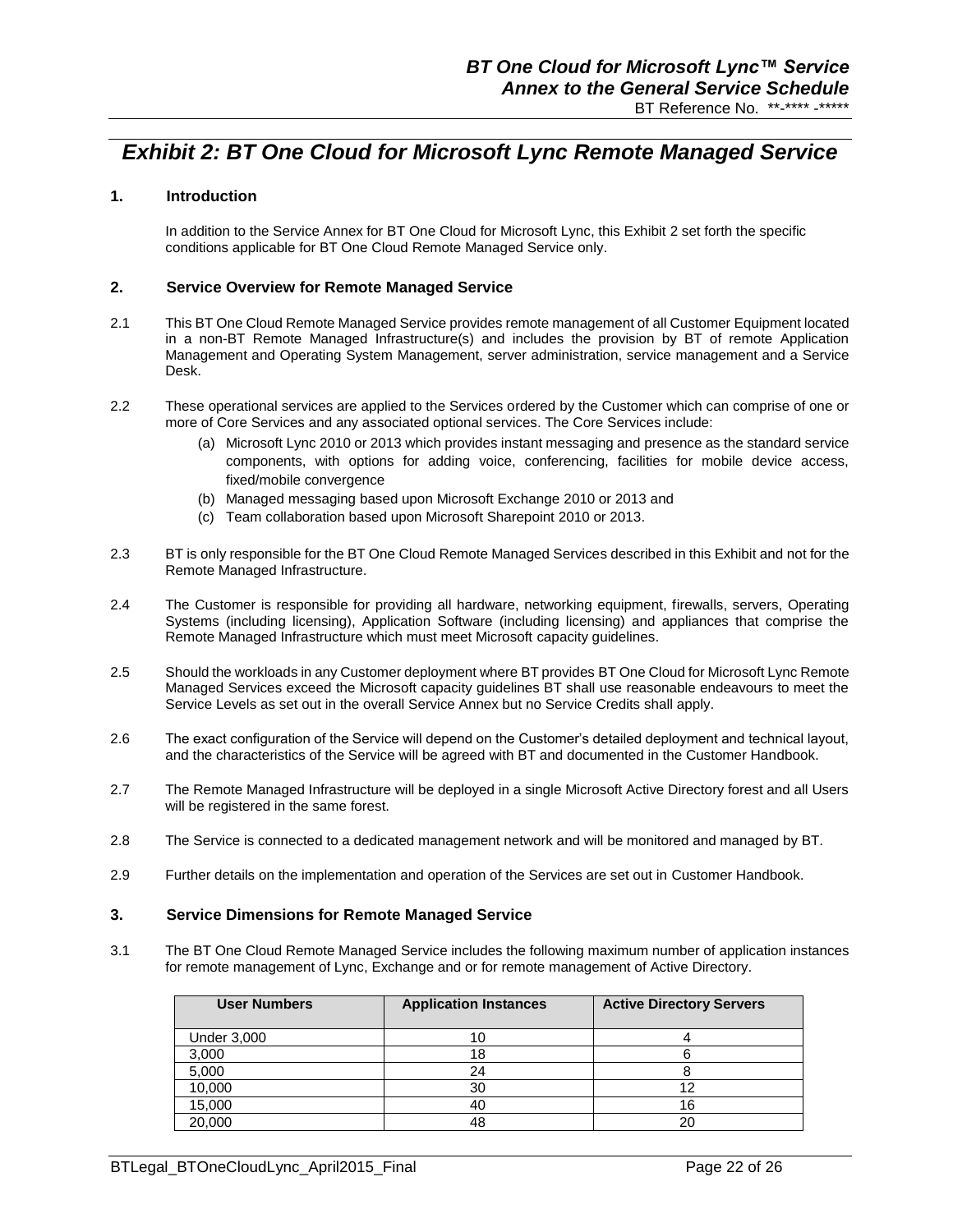## *Exhibit 2: BT One Cloud for Microsoft Lync Remote Managed Service*

### 1. Introduction

In addition to the Service Annex for BT One Cloud for Microsoft Lync, this Exhibit 2 set forth the specific conditions applicable for BT One Cloud Remote Managed Service only.

### 2. Service Overview for Remote Managed Service

2.1 This BT One Cloud Remote Managed Service provides remote management of all Customer Equipment located in a non-BT Remote Managed Infrastructure(s) and includes the provision by BT of remote Application Management and Operating System Management, server administration, service management and a Service Desk.

2.2 These operational services are applied to the Services ordered by the Customer which can comprise of one or more of Core Services and any associated optional services. The Core Services include:

(a) Microsoft Lync 2010 or 2013 which provides instant messaging and presence as the standard service components, with options for adding voice, conferencing, facilities for mobile device access, fixed/mobile convergence

(b) Managed messaging based upon Microsoft Exchange 2010 or 2013 and

(c) Team collaboration based upon Microsoft Sharepoint 2010 or 2013.

2.3 BT is only responsible for the BT One Cloud Remote Managed Services described in this Exhibit and not for the Remote Managed Infrastructure.

2.4 The Customer is responsible for providing all hardware, networking equipment, firewalls, servers, Operating Systems (including licensing), Application Software (including licensing) and appliances that comprise the Remote Managed Infrastructure which must meet Microsoft capacity guidelines.

2.5 Should the workloads in any Customer deployment where BT provides BT One Cloud for Microsoft Lync Remote Managed Services exceed the Microsoft capacity guidelines BT shall use reasonable endeavours to meet the Service Levels as set out in the overall Service Annex but no Service Credits shall apply.

2.6 The exact configuration of the Service will depend on the Customer's detailed deployment and technical layout, and the characteristics of the Service will be agreed with BT and documented in the Customer Handbook.

2.7 The Remote Managed Infrastructure will be deployed in a single Microsoft Active Directory forest and all Users will be registered in the same forest.

2.8 The Service is connected to a dedicated management network and will be monitored and managed by BT.

2.9 Further details on the implementation and operation of the Services are set out in Customer Handbook.

### 3. Service Dimensions for Remote Managed Service

3.1 The BT One Cloud Remote Managed Service includes the following maximum number of application instances for remote management of Lync, Exchange and or for remote management of Active Directory.

| User Numbers | Application Instances | Active Directory Servers |
|---|---|---|
| Under 3,000 | 10 | 4 |
| 3,000 | 18 | 6 |
| 5,000 | 24 | 8 |
| 10,000 | 30 | 12 |
| 15,000 | 40 | 16 |
| 20,000 | 48 | 20 |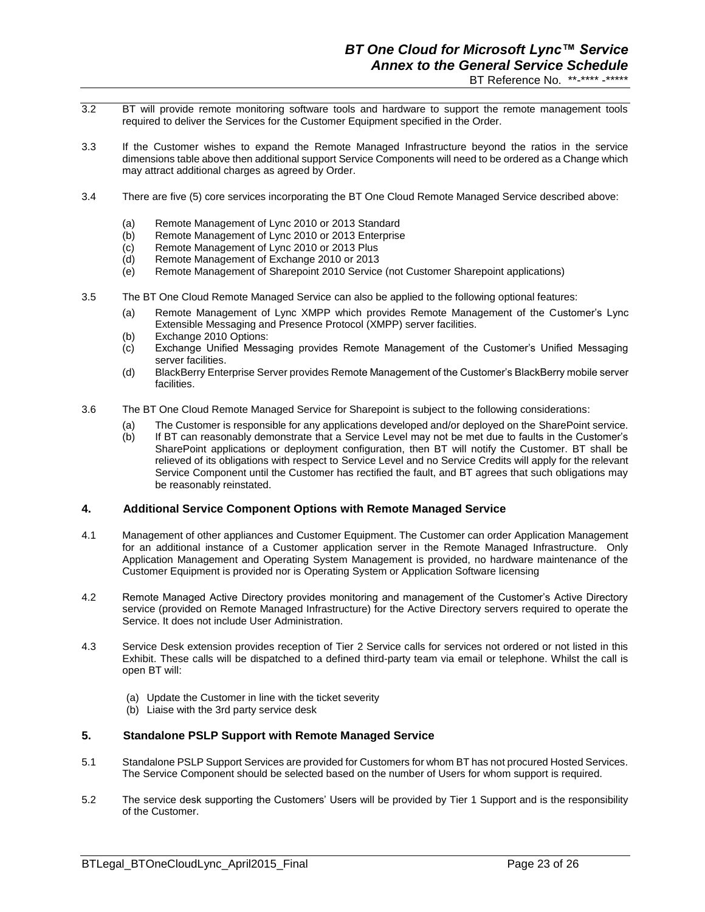3.2 BT will provide remote monitoring software tools and hardware to support the remote management tools required to deliver the Services for the Customer Equipment specified in the Order.

3.3 If the Customer wishes to expand the Remote Managed Infrastructure beyond the ratios in the service dimensions table above then additional support Service Components will need to be ordered as a Change which may attract additional charges as agreed by Order.

3.4 There are five (5) core services incorporating the BT One Cloud Remote Managed Service described above:

- (a) Remote Management of Lync 2010 or 2013 Standard
- (b) Remote Management of Lync 2010 or 2013 Enterprise
- (c) Remote Management of Lync 2010 or 2013 Plus
- (d) Remote Management of Exchange 2010 or 2013
- (e) Remote Management of Sharepoint 2010 Service (not Customer Sharepoint applications)

3.5 The BT One Cloud Remote Managed Service can also be applied to the following optional features:

- (a) Remote Management of Lync XMPP which provides Remote Management of the Customer's Lync Extensible Messaging and Presence Protocol (XMPP) server facilities.
- (b) Exchange 2010 Options:
- (c) Exchange Unified Messaging provides Remote Management of the Customer's Unified Messaging server facilities.
- (d) BlackBerry Enterprise Server provides Remote Management of the Customer's BlackBerry mobile server facilities.

3.6 The BT One Cloud Remote Managed Service for Sharepoint is subject to the following considerations:

- (a) The Customer is responsible for any applications developed and/or deployed on the SharePoint service.
- (b) If BT can reasonably demonstrate that a Service Level may not be met due to faults in the Customer's SharePoint applications or deployment configuration, then BT will notify the Customer. BT shall be relieved of its obligations with respect to Service Level and no Service Credits will apply for the relevant Service Component until the Customer has rectified the fault, and BT agrees that such obligations may be reasonably reinstated.

## 4. Additional Service Component Options with Remote Managed Service

4.1 Management of other appliances and Customer Equipment. The Customer can order Application Management for an additional instance of a Customer application server in the Remote Managed Infrastructure. Only Application Management and Operating System Management is provided, no hardware maintenance of the Customer Equipment is provided nor is Operating System or Application Software licensing

4.2 Remote Managed Active Directory provides monitoring and management of the Customer's Active Directory service (provided on Remote Managed Infrastructure) for the Active Directory servers required to operate the Service. It does not include User Administration.

4.3 Service Desk extension provides reception of Tier 2 Service calls for services not ordered or not listed in this Exhibit. These calls will be dispatched to a defined third-party team via email or telephone. Whilst the call is open BT will:

- (a) Update the Customer in line with the ticket severity
- (b) Liaise with the 3rd party service desk

## 5. Standalone PSLP Support with Remote Managed Service

5.1 Standalone PSLP Support Services are provided for Customers for whom BT has not procured Hosted Services. The Service Component should be selected based on the number of Users for whom support is required.

5.2 The service desk supporting the Customers' Users will be provided by Tier 1 Support and is the responsibility of the Customer.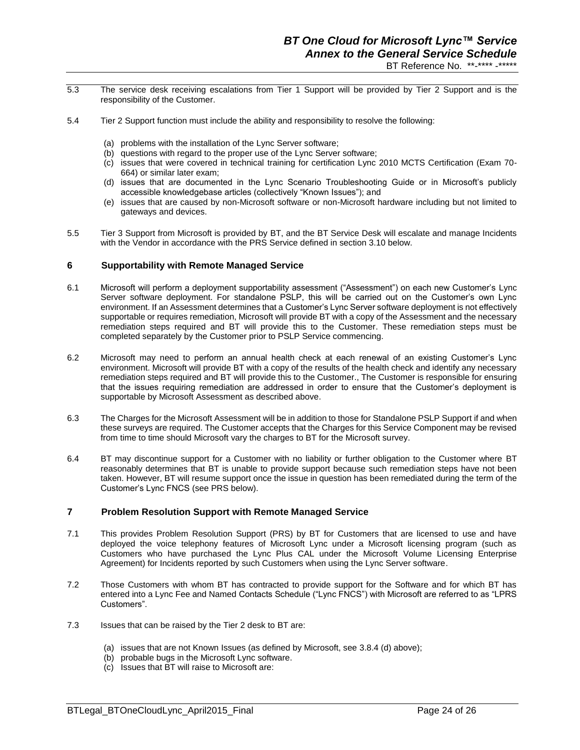5.3 The service desk receiving escalations from Tier 1 Support will be provided by Tier 2 Support and is the responsibility of the Customer.

5.4 Tier 2 Support function must include the ability and responsibility to resolve the following:

(a) problems with the installation of the Lync Server software;
(b) questions with regard to the proper use of the Lync Server software;
(c) issues that were covered in technical training for certification Lync 2010 MCTS Certification (Exam 70-664) or similar later exam;
(d) issues that are documented in the Lync Scenario Troubleshooting Guide or in Microsoft's publicly accessible knowledgebase articles (collectively "Known Issues"); and
(e) issues that are caused by non-Microsoft software or non-Microsoft hardware including but not limited to gateways and devices.

5.5 Tier 3 Support from Microsoft is provided by BT, and the BT Service Desk will escalate and manage Incidents with the Vendor in accordance with the PRS Service defined in section 3.10 below.

## 6 Supportability with Remote Managed Service

6.1 Microsoft will perform a deployment supportability assessment ("Assessment") on each new Customer's Lync Server software deployment. For standalone PSLP, this will be carried out on the Customer's own Lync environment. If an Assessment determines that a Customer's Lync Server software deployment is not effectively supportable or requires remediation, Microsoft will provide BT with a copy of the Assessment and the necessary remediation steps required and BT will provide this to the Customer. These remediation steps must be completed separately by the Customer prior to PSLP Service commencing.

6.2 Microsoft may need to perform an annual health check at each renewal of an existing Customer's Lync environment. Microsoft will provide BT with a copy of the results of the health check and identify any necessary remediation steps required and BT will provide this to the Customer., The Customer is responsible for ensuring that the issues requiring remediation are addressed in order to ensure that the Customer's deployment is supportable by Microsoft Assessment as described above.

6.3 The Charges for the Microsoft Assessment will be in addition to those for Standalone PSLP Support if and when these surveys are required. The Customer accepts that the Charges for this Service Component may be revised from time to time should Microsoft vary the charges to BT for the Microsoft survey.

6.4 BT may discontinue support for a Customer with no liability or further obligation to the Customer where BT reasonably determines that BT is unable to provide support because such remediation steps have not been taken. However, BT will resume support once the issue in question has been remediated during the term of the Customer's Lync FNCS (see PRS below).

## 7 Problem Resolution Support with Remote Managed Service

7.1 This provides Problem Resolution Support (PRS) by BT for Customers that are licensed to use and have deployed the voice telephony features of Microsoft Lync under a Microsoft licensing program (such as Customers who have purchased the Lync Plus CAL under the Microsoft Volume Licensing Enterprise Agreement) for Incidents reported by such Customers when using the Lync Server software.

7.2 Those Customers with whom BT has contracted to provide support for the Software and for which BT has entered into a Lync Fee and Named Contacts Schedule ("Lync FNCS") with Microsoft are referred to as "LPRS Customers".

7.3 Issues that can be raised by the Tier 2 desk to BT are:

(a) issues that are not Known Issues (as defined by Microsoft, see 3.8.4 (d) above);
(b) probable bugs in the Microsoft Lync software.
(c) Issues that BT will raise to Microsoft are: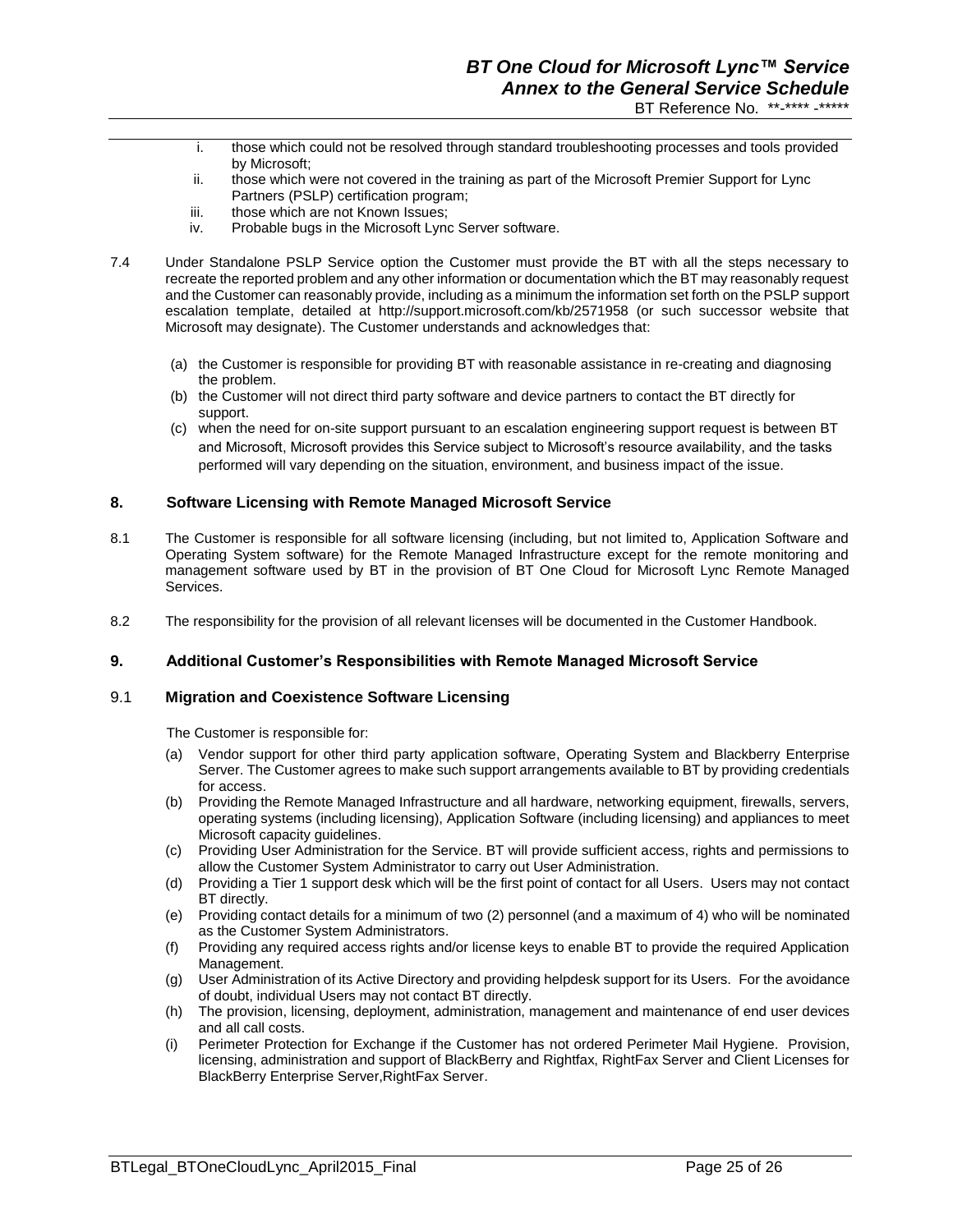i. those which could not be resolved through standard troubleshooting processes and tools provided by Microsoft;
ii. those which were not covered in the training as part of the Microsoft Premier Support for Lync Partners (PSLP) certification program;
iii. those which are not Known Issues;
iv. Probable bugs in the Microsoft Lync Server software.

7.4 Under Standalone PSLP Service option the Customer must provide the BT with all the steps necessary to recreate the reported problem and any other information or documentation which the BT may reasonably request and the Customer can reasonably provide, including as a minimum the information set forth on the PSLP support escalation template, detailed at http://support.microsoft.com/kb/2571958 (or such successor website that Microsoft may designate). The Customer understands and acknowledges that:

(a) the Customer is responsible for providing BT with reasonable assistance in re-creating and diagnosing the problem.
(b) the Customer will not direct third party software and device partners to contact the BT directly for support.
(c) when the need for on-site support pursuant to an escalation engineering support request is between BT and Microsoft, Microsoft provides this Service subject to Microsoft's resource availability, and the tasks performed will vary depending on the situation, environment, and business impact of the issue.

## 8. Software Licensing with Remote Managed Microsoft Service

8.1 The Customer is responsible for all software licensing (including, but not limited to, Application Software and Operating System software) for the Remote Managed Infrastructure except for the remote monitoring and management software used by BT in the provision of BT One Cloud for Microsoft Lync Remote Managed Services.

8.2 The responsibility for the provision of all relevant licenses will be documented in the Customer Handbook.

## 9. Additional Customer's Responsibilities with Remote Managed Microsoft Service

### 9.1 Migration and Coexistence Software Licensing

The Customer is responsible for:

(a) Vendor support for other third party application software, Operating System and Blackberry Enterprise Server. The Customer agrees to make such support arrangements available to BT by providing credentials for access.
(b) Providing the Remote Managed Infrastructure and all hardware, networking equipment, firewalls, servers, operating systems (including licensing), Application Software (including licensing) and appliances to meet Microsoft capacity guidelines.
(c) Providing User Administration for the Service. BT will provide sufficient access, rights and permissions to allow the Customer System Administrator to carry out User Administration.
(d) Providing a Tier 1 support desk which will be the first point of contact for all Users. Users may not contact BT directly.
(e) Providing contact details for a minimum of two (2) personnel (and a maximum of 4) who will be nominated as the Customer System Administrators.
(f) Providing any required access rights and/or license keys to enable BT to provide the required Application Management.
(g) User Administration of its Active Directory and providing helpdesk support for its Users. For the avoidance of doubt, individual Users may not contact BT directly.
(h) The provision, licensing, deployment, administration, management and maintenance of end user devices and all call costs.
(i) Perimeter Protection for Exchange if the Customer has not ordered Perimeter Mail Hygiene. Provision, licensing, administration and support of BlackBerry and Rightfax, RightFax Server and Client Licenses for BlackBerry Enterprise Server,RightFax Server.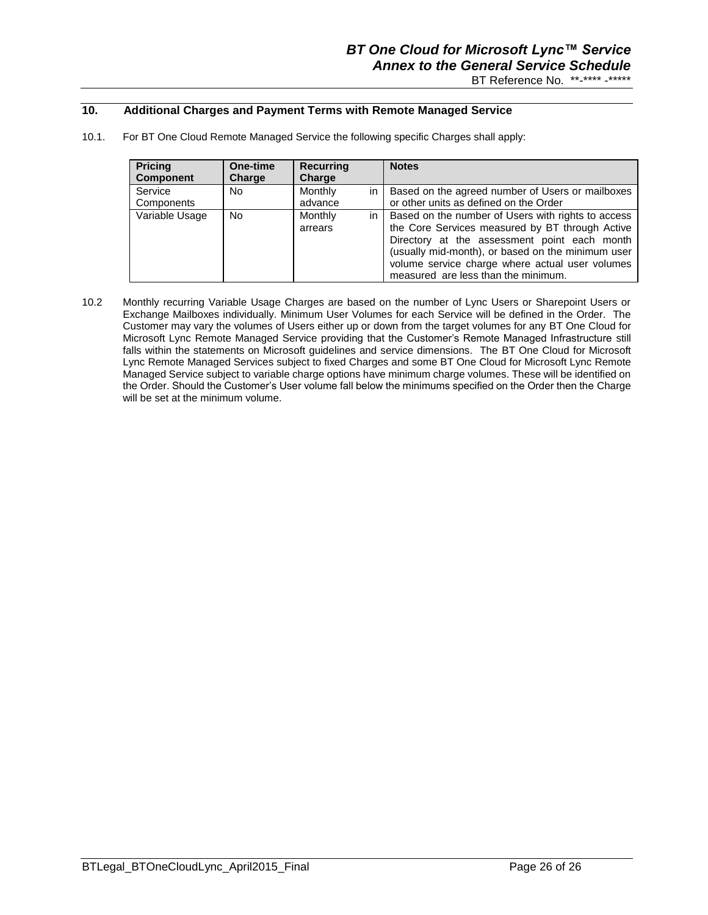## 10. Additional Charges and Payment Terms with Remote Managed Service

10.1. For BT One Cloud Remote Managed Service the following specific Charges shall apply:

| Pricing Component | One-time Charge | Recurring Charge | Notes |
|---|---|---|---|
| Service Components | No | Monthly in advance | Based on the agreed number of Users or mailboxes or other units as defined on the Order |
| Variable Usage | No | Monthly in arrears | Based on the number of Users with rights to access the Core Services measured by BT through Active Directory at the assessment point each month (usually mid-month), or based on the minimum user volume service charge where actual user volumes measured are less than the minimum. |

10.2 Monthly recurring Variable Usage Charges are based on the number of Lync Users or Sharepoint Users or Exchange Mailboxes individually. Minimum User Volumes for each Service will be defined in the Order. The Customer may vary the volumes of Users either up or down from the target volumes for any BT One Cloud for Microsoft Lync Remote Managed Service providing that the Customer's Remote Managed Infrastructure still falls within the statements on Microsoft guidelines and service dimensions. The BT One Cloud for Microsoft Lync Remote Managed Services subject to fixed Charges and some BT One Cloud for Microsoft Lync Remote Managed Service subject to variable charge options have minimum charge volumes. These will be identified on the Order. Should the Customer's User volume fall below the minimums specified on the Order then the Charge will be set at the minimum volume.